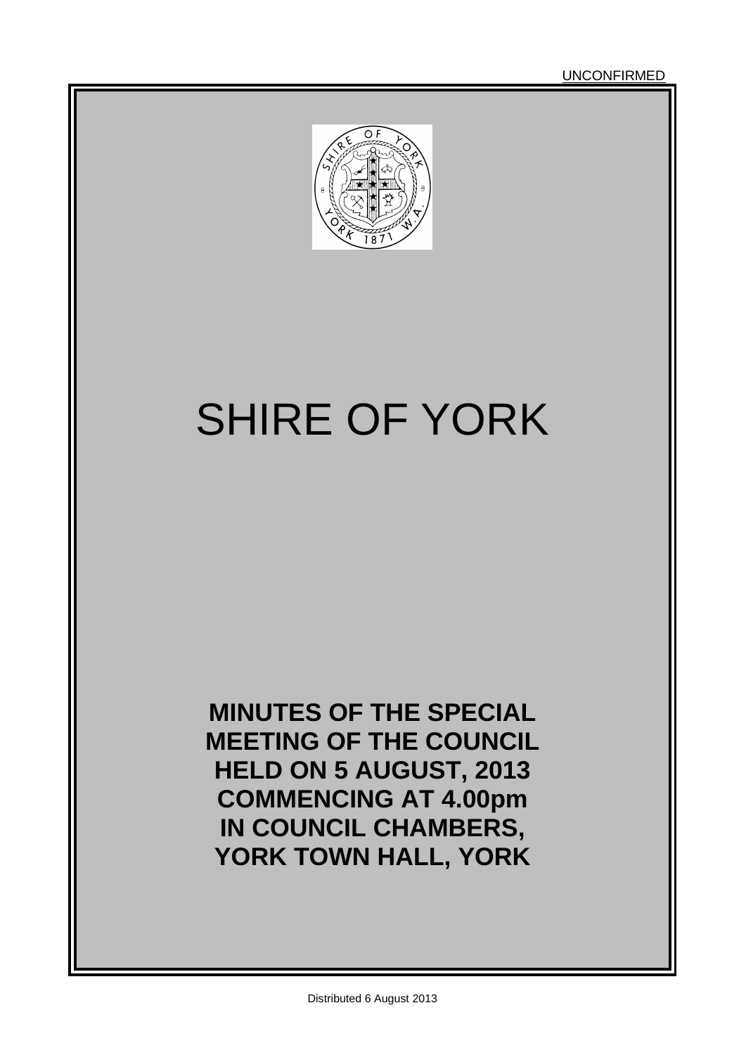UNCONFIRMED

# SHIRE OF YORK

**MINUTES OF THE SPECIAL MEETING OF THE COUNCIL HELD ON 5 AUGUST, 2013 COMMENCING AT 4.00pm IN COUNCIL CHAMBERS, YORK TOWN HALL, YORK**

Distributed 6 August 2013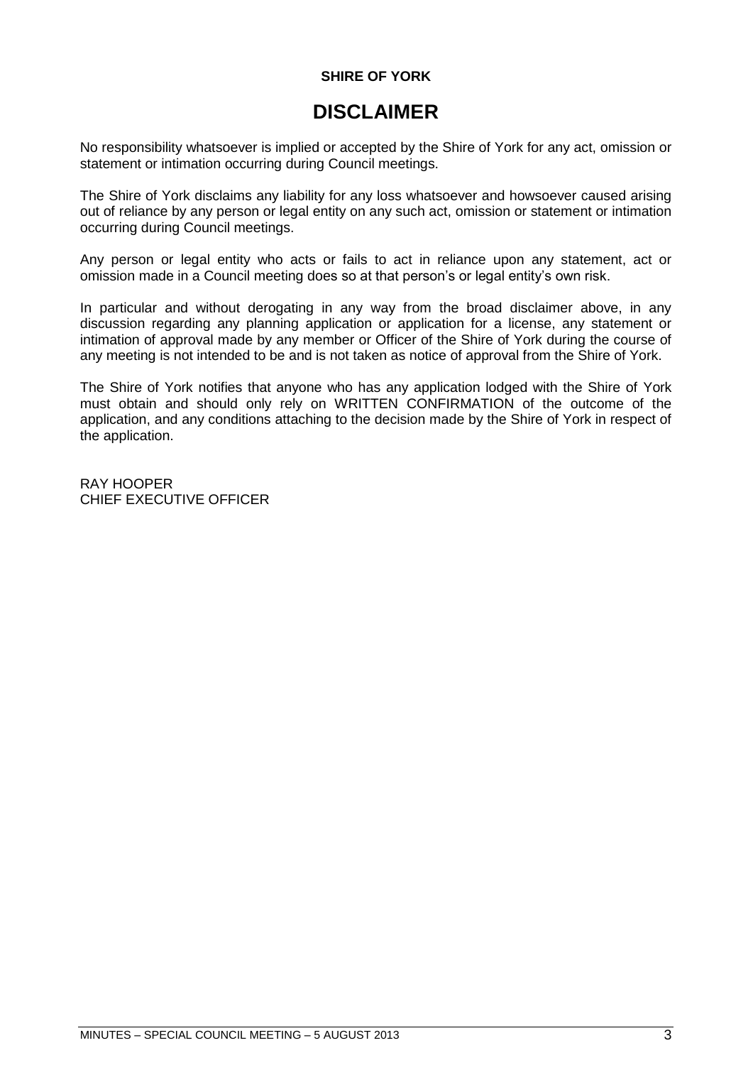**SHIRE OF YORK**

# DISCLAIMER

No responsibility whatsoever is implied or accepted by the Shire of York for any act, omission or statement or intimation occurring during Council meetings.

The Shire of York disclaims any liability for any loss whatsoever and howsoever caused arising out of reliance by any person or legal entity on any such act, omission or statement or intimation occurring during Council meetings.

Any person or legal entity who acts or fails to act in reliance upon any statement, act or omission made in a Council meeting does so at that person's or legal entity's own risk.

In particular and without derogating in any way from the broad disclaimer above, in any discussion regarding any planning application or application for a license, any statement or intimation of approval made by any member or Officer of the Shire of York during the course of any meeting is not intended to be and is not taken as notice of approval from the Shire of York.

The Shire of York notifies that anyone who has any application lodged with the Shire of York must obtain and should only rely on WRITTEN CONFIRMATION of the outcome of the application, and any conditions attaching to the decision made by the Shire of York in respect of the application.

RAY HOOPER
CHIEF EXECUTIVE OFFICER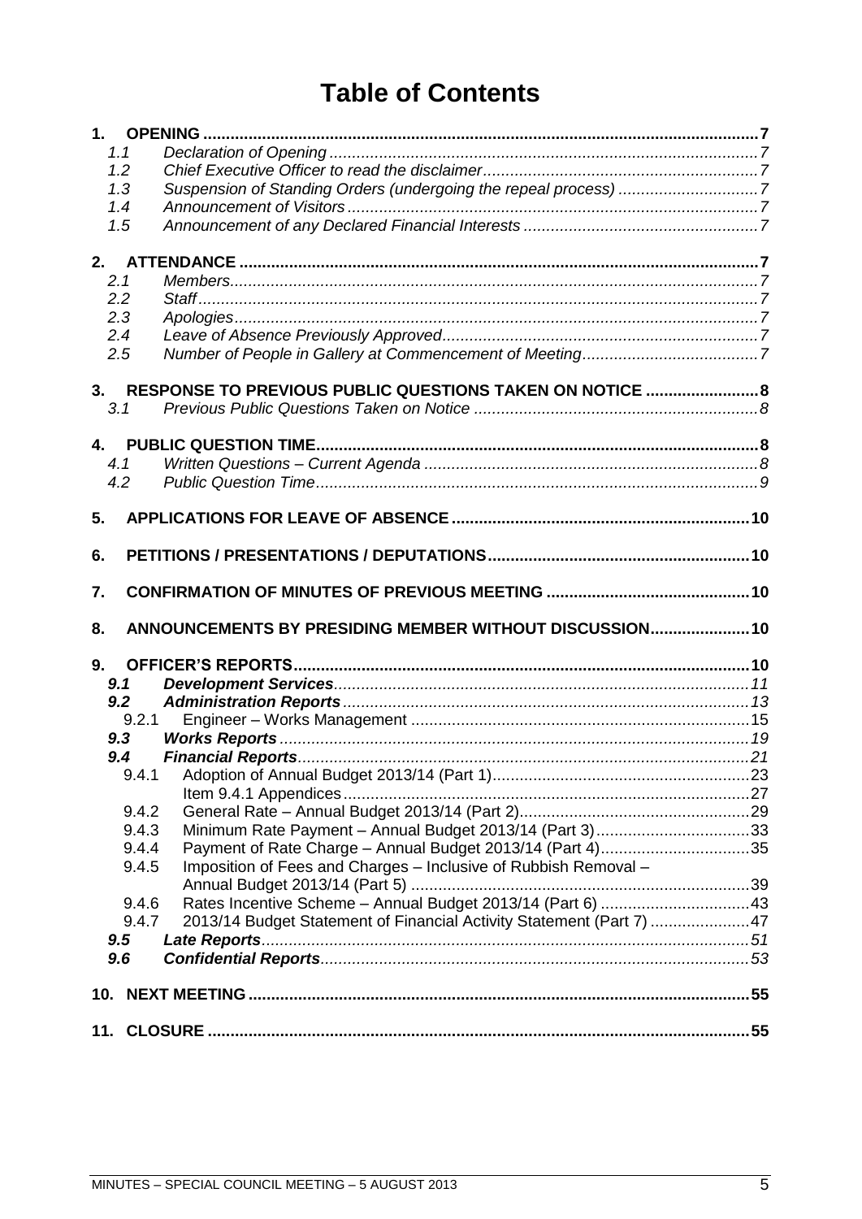# Table of Contents

**1. OPENING** .......... 7

- 1.1 *Declaration of Opening* .......... 7
- 1.2 *Chief Executive Officer to read the disclaimer* .......... 7
- 1.3 *Suspension of Standing Orders (undergoing the repeal process)* .......... 7
- 1.4 *Announcement of Visitors* .......... 7
- 1.5 *Announcement of any Declared Financial Interests* .......... 7

**2. ATTENDANCE** .......... 7

- 2.1 *Members* .......... 7
- 2.2 *Staff* .......... 7
- 2.3 *Apologies* .......... 7
- 2.4 *Leave of Absence Previously Approved* .......... 7
- 2.5 *Number of People in Gallery at Commencement of Meeting* .......... 7

**3. RESPONSE TO PREVIOUS PUBLIC QUESTIONS TAKEN ON NOTICE** .......... 8

- 3.1 *Previous Public Questions Taken on Notice* .......... 8

**4. PUBLIC QUESTION TIME** .......... 8

- 4.1 *Written Questions – Current Agenda* .......... 8
- 4.2 *Public Question Time* .......... 9

**5. APPLICATIONS FOR LEAVE OF ABSENCE** .......... 10

**6. PETITIONS / PRESENTATIONS / DEPUTATIONS** .......... 10

**7. CONFIRMATION OF MINUTES OF PREVIOUS MEETING** .......... 10

**8. ANNOUNCEMENTS BY PRESIDING MEMBER WITHOUT DISCUSSION** .......... 10

**9. OFFICER'S REPORTS** .......... 10

- ***9.1 Development Services*** .......... 11
- ***9.2 Administration Reports*** .......... 13
  - 9.2.1 Engineer – Works Management .......... 15
- ***9.3 Works Reports*** .......... 19
- ***9.4 Financial Reports*** .......... 21
  - 9.4.1 Adoption of Annual Budget 2013/14 (Part 1) .......... 23
    - Item 9.4.1 Appendices .......... 27
  - 9.4.2 General Rate – Annual Budget 2013/14 (Part 2) .......... 29
  - 9.4.3 Minimum Rate Payment – Annual Budget 2013/14 (Part 3) .......... 33
  - 9.4.4 Payment of Rate Charge – Annual Budget 2013/14 (Part 4) .......... 35
  - 9.4.5 Imposition of Fees and Charges – Inclusive of Rubbish Removal – Annual Budget 2013/14 (Part 5) .......... 39
  - 9.4.6 Rates Incentive Scheme – Annual Budget 2013/14 (Part 6) .......... 43
  - 9.4.7 2013/14 Budget Statement of Financial Activity Statement (Part 7) .......... 47
- ***9.5 Late Reports*** .......... 51
- ***9.6 Confidential Reports*** .......... 53

**10. NEXT MEETING** .......... 55

**11. CLOSURE** .......... 55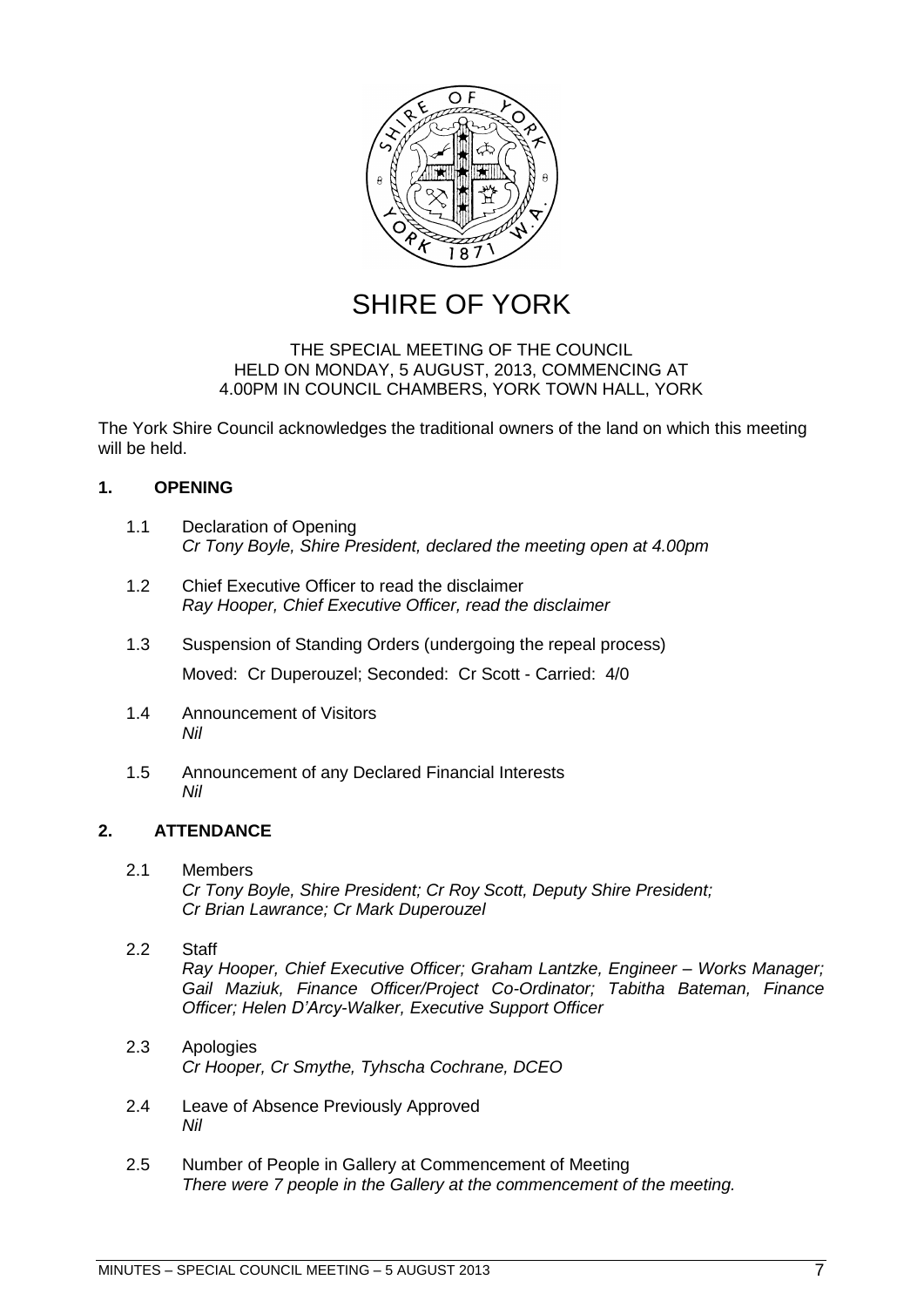# SHIRE OF YORK

THE SPECIAL MEETING OF THE COUNCIL
HELD ON MONDAY, 5 AUGUST, 2013, COMMENCING AT
4.00PM IN COUNCIL CHAMBERS, YORK TOWN HALL, YORK

The York Shire Council acknowledges the traditional owners of the land on which this meeting will be held.

## 1. OPENING

1.1 Declaration of Opening
*Cr Tony Boyle, Shire President, declared the meeting open at 4.00pm*

1.2 Chief Executive Officer to read the disclaimer
*Ray Hooper, Chief Executive Officer, read the disclaimer*

1.3 Suspension of Standing Orders (undergoing the repeal process)

Moved: Cr Duperouzel; Seconded: Cr Scott - Carried: 4/0

1.4 Announcement of Visitors
*Nil*

1.5 Announcement of any Declared Financial Interests
*Nil*

## 2. ATTENDANCE

2.1 Members
*Cr Tony Boyle, Shire President; Cr Roy Scott, Deputy Shire President; Cr Brian Lawrance; Cr Mark Duperouzel*

2.2 Staff
*Ray Hooper, Chief Executive Officer; Graham Lantzke, Engineer – Works Manager; Gail Maziuk, Finance Officer/Project Co-Ordinator; Tabitha Bateman, Finance Officer; Helen D'Arcy-Walker, Executive Support Officer*

2.3 Apologies
*Cr Hooper, Cr Smythe, Tyhscha Cochrane, DCEO*

2.4 Leave of Absence Previously Approved
*Nil*

2.5 Number of People in Gallery at Commencement of Meeting
*There were 7 people in the Gallery at the commencement of the meeting.*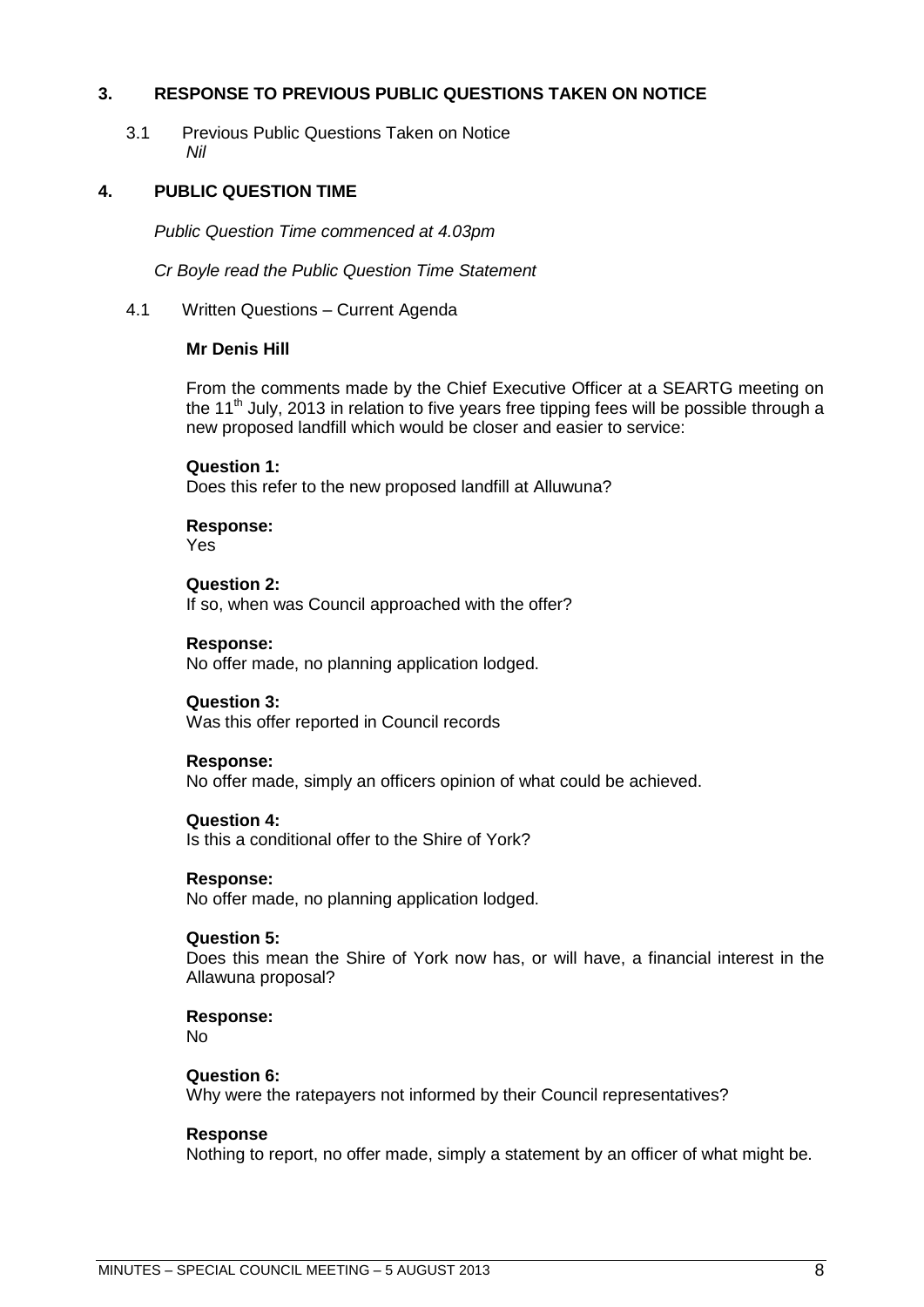## 3. RESPONSE TO PREVIOUS PUBLIC QUESTIONS TAKEN ON NOTICE

3.1 Previous Public Questions Taken on Notice
*Nil*

## 4. PUBLIC QUESTION TIME

*Public Question Time commenced at 4.03pm*

*Cr Boyle read the Public Question Time Statement*

4.1 Written Questions – Current Agenda

**Mr Denis Hill**

From the comments made by the Chief Executive Officer at a SEARTG meeting on the 11th July, 2013 in relation to five years free tipping fees will be possible through a new proposed landfill which would be closer and easier to service:

**Question 1:**
Does this refer to the new proposed landfill at Alluwuna?

**Response:**
Yes

**Question 2:**
If so, when was Council approached with the offer?

**Response:**
No offer made, no planning application lodged.

**Question 3:**
Was this offer reported in Council records

**Response:**
No offer made, simply an officers opinion of what could be achieved.

**Question 4:**
Is this a conditional offer to the Shire of York?

**Response:**
No offer made, no planning application lodged.

**Question 5:**
Does this mean the Shire of York now has, or will have, a financial interest in the Allawuna proposal?

**Response:**
No

**Question 6:**
Why were the ratepayers not informed by their Council representatives?

**Response**
Nothing to report, no offer made, simply a statement by an officer of what might be.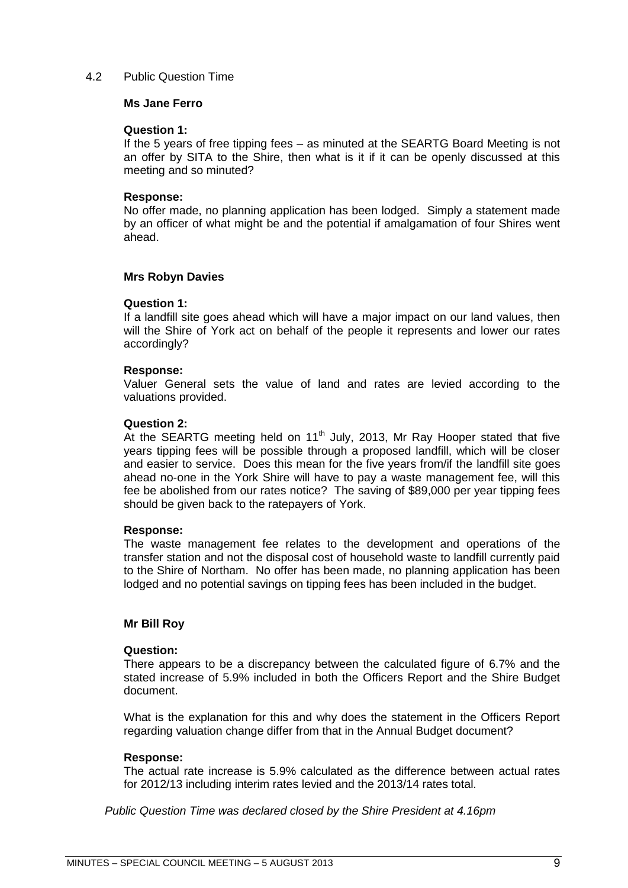4.2 Public Question Time

**Ms Jane Ferro**

**Question 1:**
If the 5 years of free tipping fees – as minuted at the SEARTG Board Meeting is not an offer by SITA to the Shire, then what is it if it can be openly discussed at this meeting and so minuted?

**Response:**
No offer made, no planning application has been lodged. Simply a statement made by an officer of what might be and the potential if amalgamation of four Shires went ahead.

**Mrs Robyn Davies**

**Question 1:**
If a landfill site goes ahead which will have a major impact on our land values, then will the Shire of York act on behalf of the people it represents and lower our rates accordingly?

**Response:**
Valuer General sets the value of land and rates are levied according to the valuations provided.

**Question 2:**
At the SEARTG meeting held on 11th July, 2013, Mr Ray Hooper stated that five years tipping fees will be possible through a proposed landfill, which will be closer and easier to service. Does this mean for the five years from/if the landfill site goes ahead no-one in the York Shire will have to pay a waste management fee, will this fee be abolished from our rates notice? The saving of $89,000 per year tipping fees should be given back to the ratepayers of York.

**Response:**
The waste management fee relates to the development and operations of the transfer station and not the disposal cost of household waste to landfill currently paid to the Shire of Northam. No offer has been made, no planning application has been lodged and no potential savings on tipping fees has been included in the budget.

**Mr Bill Roy**

**Question:**
There appears to be a discrepancy between the calculated figure of 6.7% and the stated increase of 5.9% included in both the Officers Report and the Shire Budget document.

What is the explanation for this and why does the statement in the Officers Report regarding valuation change differ from that in the Annual Budget document?

**Response:**
The actual rate increase is 5.9% calculated as the difference between actual rates for 2012/13 including interim rates levied and the 2013/14 rates total.

*Public Question Time was declared closed by the Shire President at 4.16pm*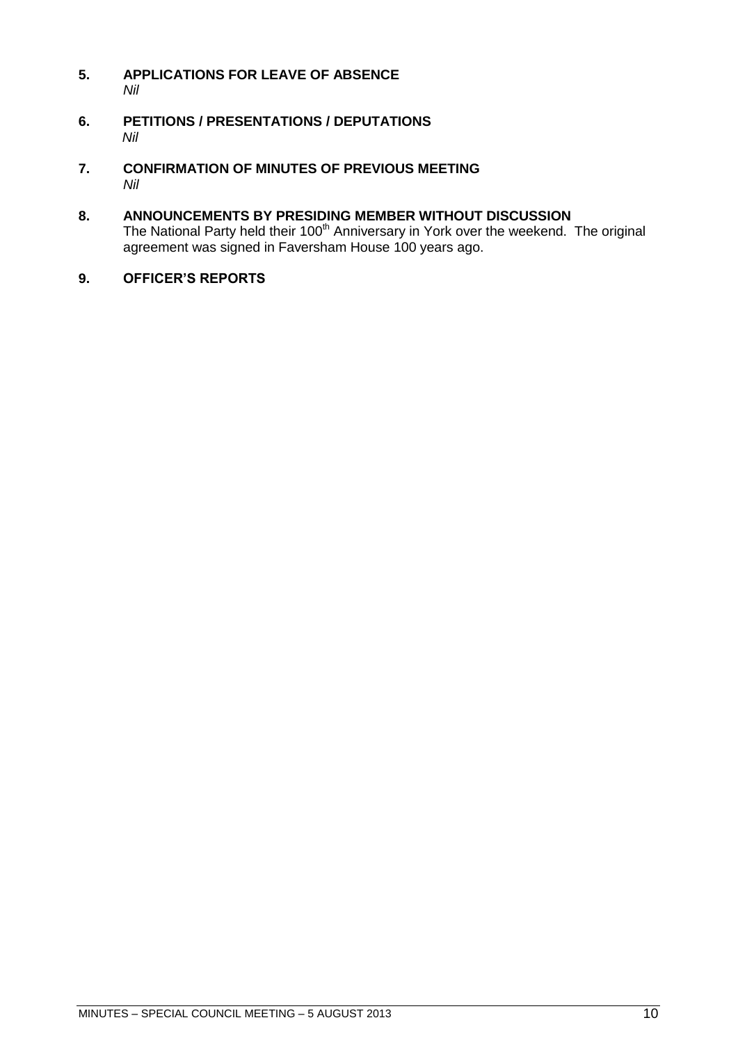## 5. APPLICATIONS FOR LEAVE OF ABSENCE

*Nil*

## 6. PETITIONS / PRESENTATIONS / DEPUTATIONS

*Nil*

## 7. CONFIRMATION OF MINUTES OF PREVIOUS MEETING

*Nil*

## 8. ANNOUNCEMENTS BY PRESIDING MEMBER WITHOUT DISCUSSION

The National Party held their 100th Anniversary in York over the weekend. The original agreement was signed in Faversham House 100 years ago.

## 9. OFFICER'S REPORTS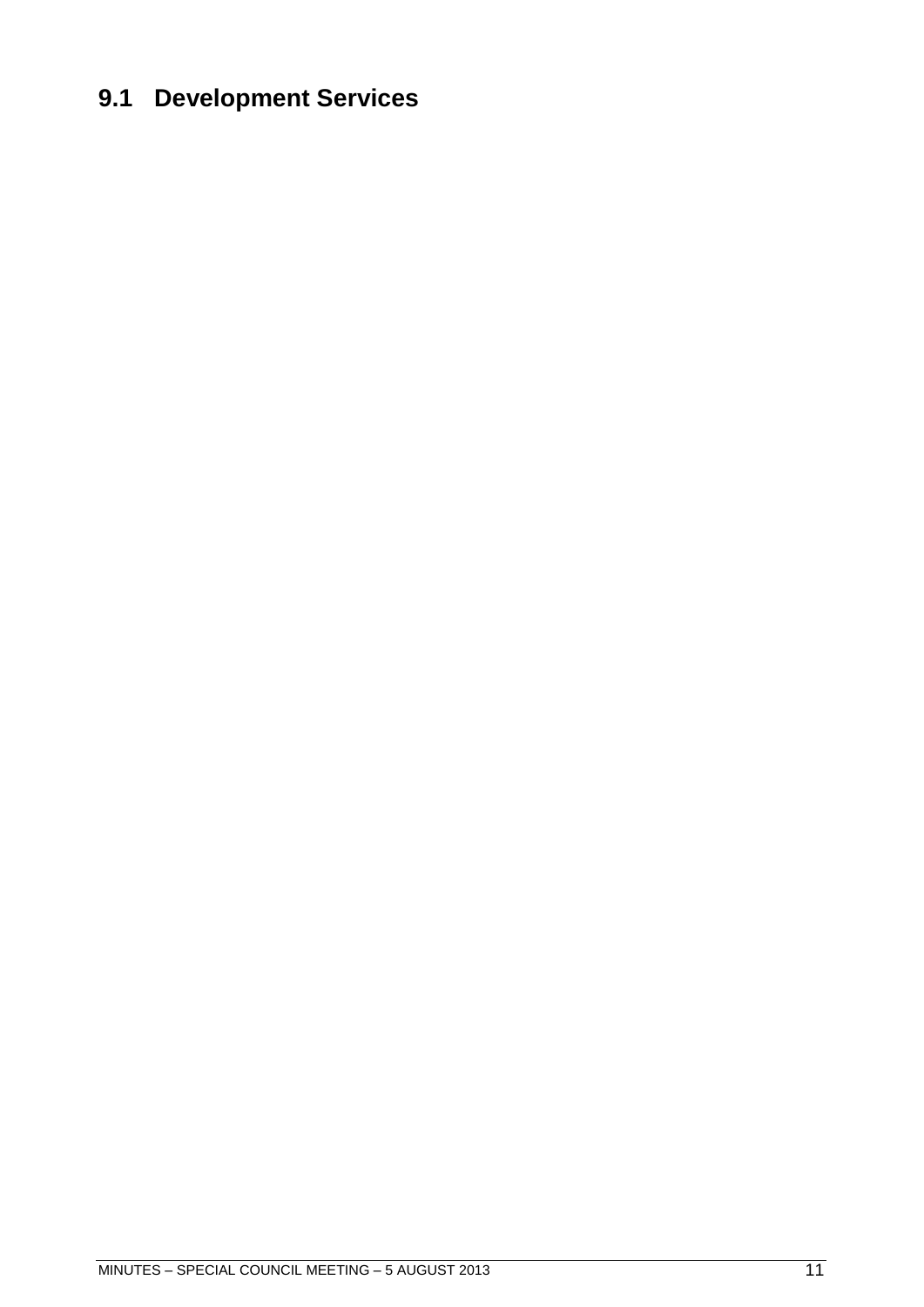## 9.1 Development Services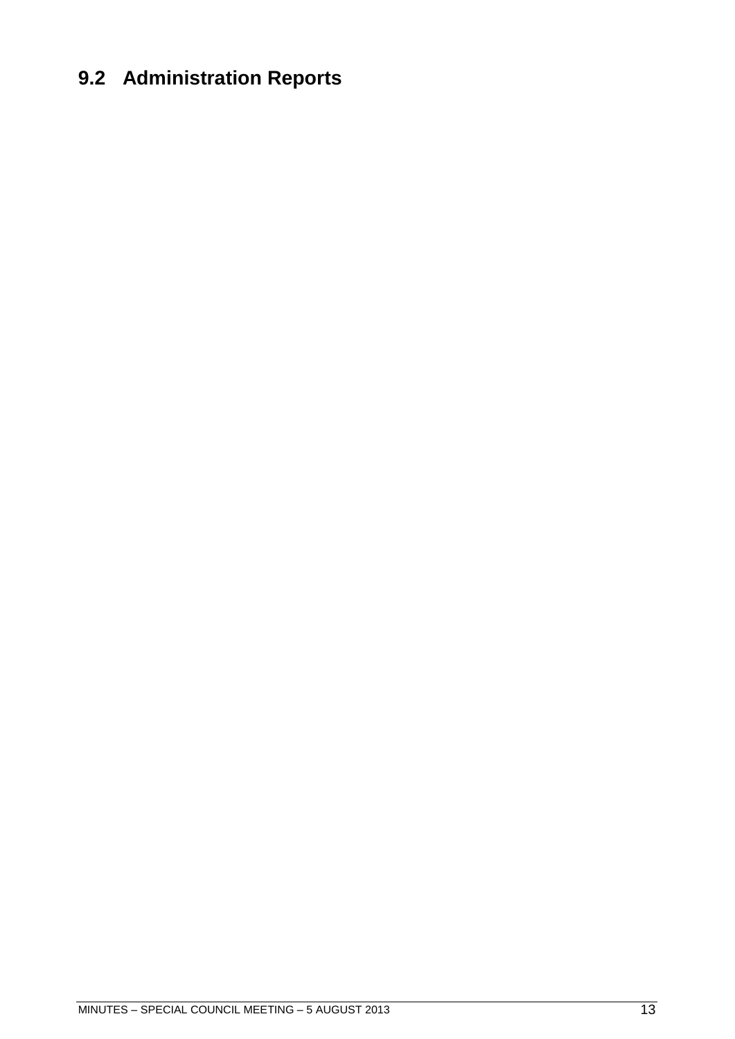## 9.2 Administration Reports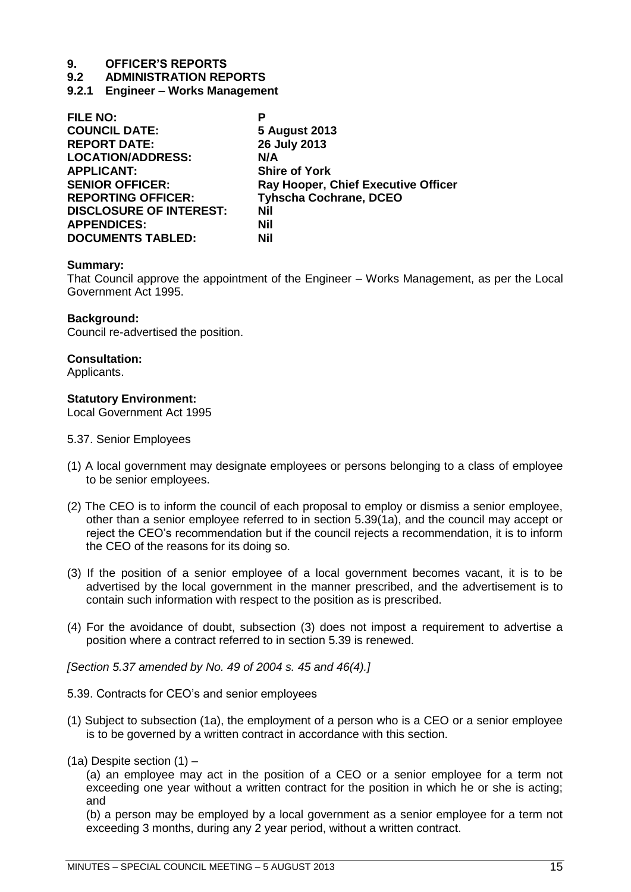# 9. OFFICER'S REPORTS

## 9.2 ADMINISTRATION REPORTS

### 9.2.1 Engineer – Works Management

| | |
|---|---|
| **FILE NO:** | **P** |
| **COUNCIL DATE:** | **5 August 2013** |
| **REPORT DATE:** | **26 July 2013** |
| **LOCATION/ADDRESS:** | **N/A** |
| **APPLICANT:** | **Shire of York** |
| **SENIOR OFFICER:** | **Ray Hooper, Chief Executive Officer** |
| **REPORTING OFFICER:** | **Tyhscha Cochrane, DCEO** |
| **DISCLOSURE OF INTEREST:** | **Nil** |
| **APPENDICES:** | **Nil** |
| **DOCUMENTS TABLED:** | **Nil** |

**Summary:**
That Council approve the appointment of the Engineer – Works Management, as per the Local Government Act 1995.

**Background:**
Council re-advertised the position.

**Consultation:**
Applicants.

**Statutory Environment:**
Local Government Act 1995

5.37. Senior Employees

(1) A local government may designate employees or persons belonging to a class of employee to be senior employees.

(2) The CEO is to inform the council of each proposal to employ or dismiss a senior employee, other than a senior employee referred to in section 5.39(1a), and the council may accept or reject the CEO's recommendation but if the council rejects a recommendation, it is to inform the CEO of the reasons for its doing so.

(3) If the position of a senior employee of a local government becomes vacant, it is to be advertised by the local government in the manner prescribed, and the advertisement is to contain such information with respect to the position as is prescribed.

(4) For the avoidance of doubt, subsection (3) does not impost a requirement to advertise a position where a contract referred to in section 5.39 is renewed.

*[Section 5.37 amended by No. 49 of 2004 s. 45 and 46(4).]*

5.39. Contracts for CEO's and senior employees

(1) Subject to subsection (1a), the employment of a person who is a CEO or a senior employee is to be governed by a written contract in accordance with this section.

(1a) Despite section (1) –

(a) an employee may act in the position of a CEO or a senior employee for a term not exceeding one year without a written contract for the position in which he or she is acting; and

(b) a person may be employed by a local government as a senior employee for a term not exceeding 3 months, during any 2 year period, without a written contract.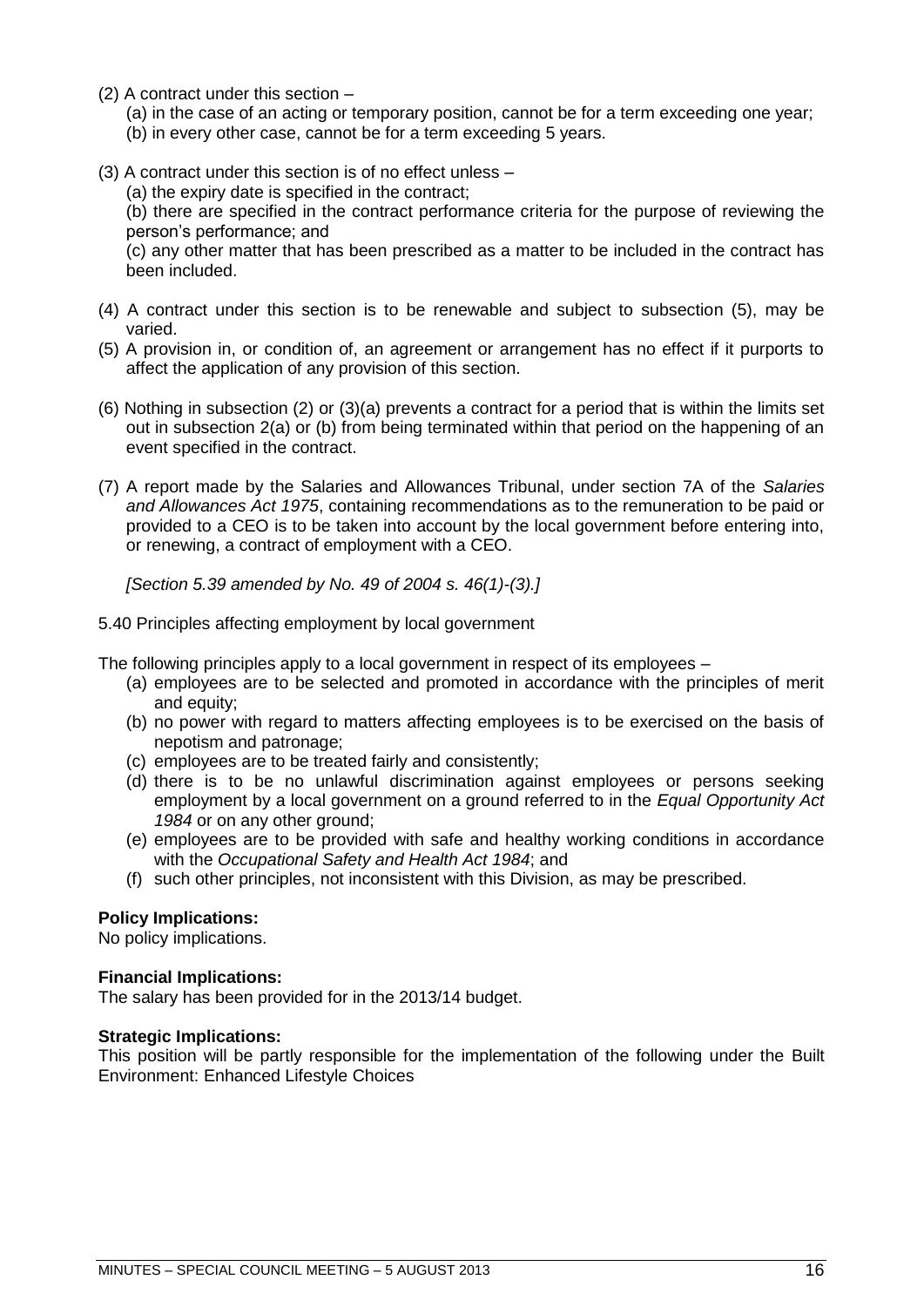(2) A contract under this section –

(a) in the case of an acting or temporary position, cannot be for a term exceeding one year;
(b) in every other case, cannot be for a term exceeding 5 years.

(3) A contract under this section is of no effect unless –

(a) the expiry date is specified in the contract;
(b) there are specified in the contract performance criteria for the purpose of reviewing the person's performance; and
(c) any other matter that has been prescribed as a matter to be included in the contract has been included.

(4) A contract under this section is to be renewable and subject to subsection (5), may be varied.

(5) A provision in, or condition of, an agreement or arrangement has no effect if it purports to affect the application of any provision of this section.

(6) Nothing in subsection (2) or (3)(a) prevents a contract for a period that is within the limits set out in subsection 2(a) or (b) from being terminated within that period on the happening of an event specified in the contract.

(7) A report made by the Salaries and Allowances Tribunal, under section 7A of the *Salaries and Allowances Act 1975*, containing recommendations as to the remuneration to be paid or provided to a CEO is to be taken into account by the local government before entering into, or renewing, a contract of employment with a CEO.

*[Section 5.39 amended by No. 49 of 2004 s. 46(1)-(3).]*

5.40 Principles affecting employment by local government

The following principles apply to a local government in respect of its employees –

(a) employees are to be selected and promoted in accordance with the principles of merit and equity;
(b) no power with regard to matters affecting employees is to be exercised on the basis of nepotism and patronage;
(c) employees are to be treated fairly and consistently;
(d) there is to be no unlawful discrimination against employees or persons seeking employment by a local government on a ground referred to in the *Equal Opportunity Act 1984* or on any other ground;
(e) employees are to be provided with safe and healthy working conditions in accordance with the *Occupational Safety and Health Act 1984*; and
(f) such other principles, not inconsistent with this Division, as may be prescribed.

**Policy Implications:**
No policy implications.

**Financial Implications:**
The salary has been provided for in the 2013/14 budget.

**Strategic Implications:**
This position will be partly responsible for the implementation of the following under the Built Environment: Enhanced Lifestyle Choices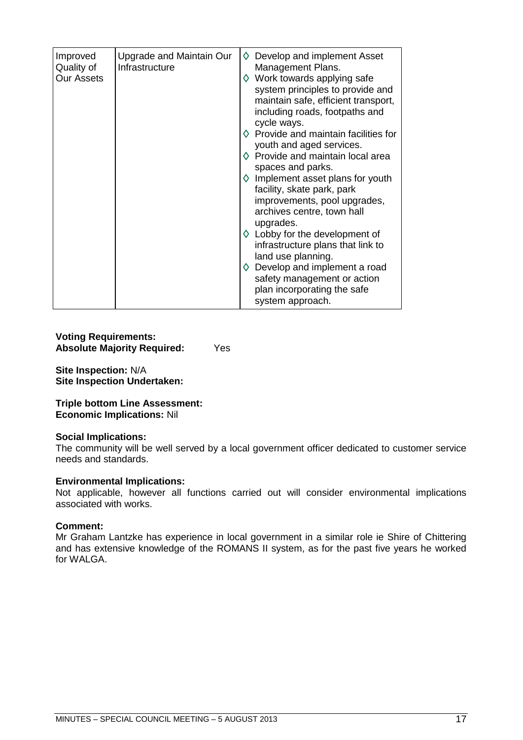| Improved Quality of Our Assets | Upgrade and Maintain Our Infrastructure | ◊ Develop and implement Asset Management Plans.<br>◊ Work towards applying safe system principles to provide and maintain safe, efficient transport, including roads, footpaths and cycle ways.<br>◊ Provide and maintain facilities for youth and aged services.<br>◊ Provide and maintain local area spaces and parks.<br>◊ Implement asset plans for youth facility, skate park, park improvements, pool upgrades, archives centre, town hall upgrades.<br>◊ Lobby for the development of infrastructure plans that link to land use planning.<br>◊ Develop and implement a road safety management or action plan incorporating the safe system approach. |
|---|---|---|

**Voting Requirements:**
**Absolute Majority Required:** Yes

**Site Inspection:** N/A
**Site Inspection Undertaken:**

**Triple bottom Line Assessment:**
**Economic Implications:** Nil

**Social Implications:**
The community will be well served by a local government officer dedicated to customer service needs and standards.

**Environmental Implications:**
Not applicable, however all functions carried out will consider environmental implications associated with works.

**Comment:**
Mr Graham Lantzke has experience in local government in a similar role ie Shire of Chittering and has extensive knowledge of the ROMANS II system, as for the past five years he worked for WALGA.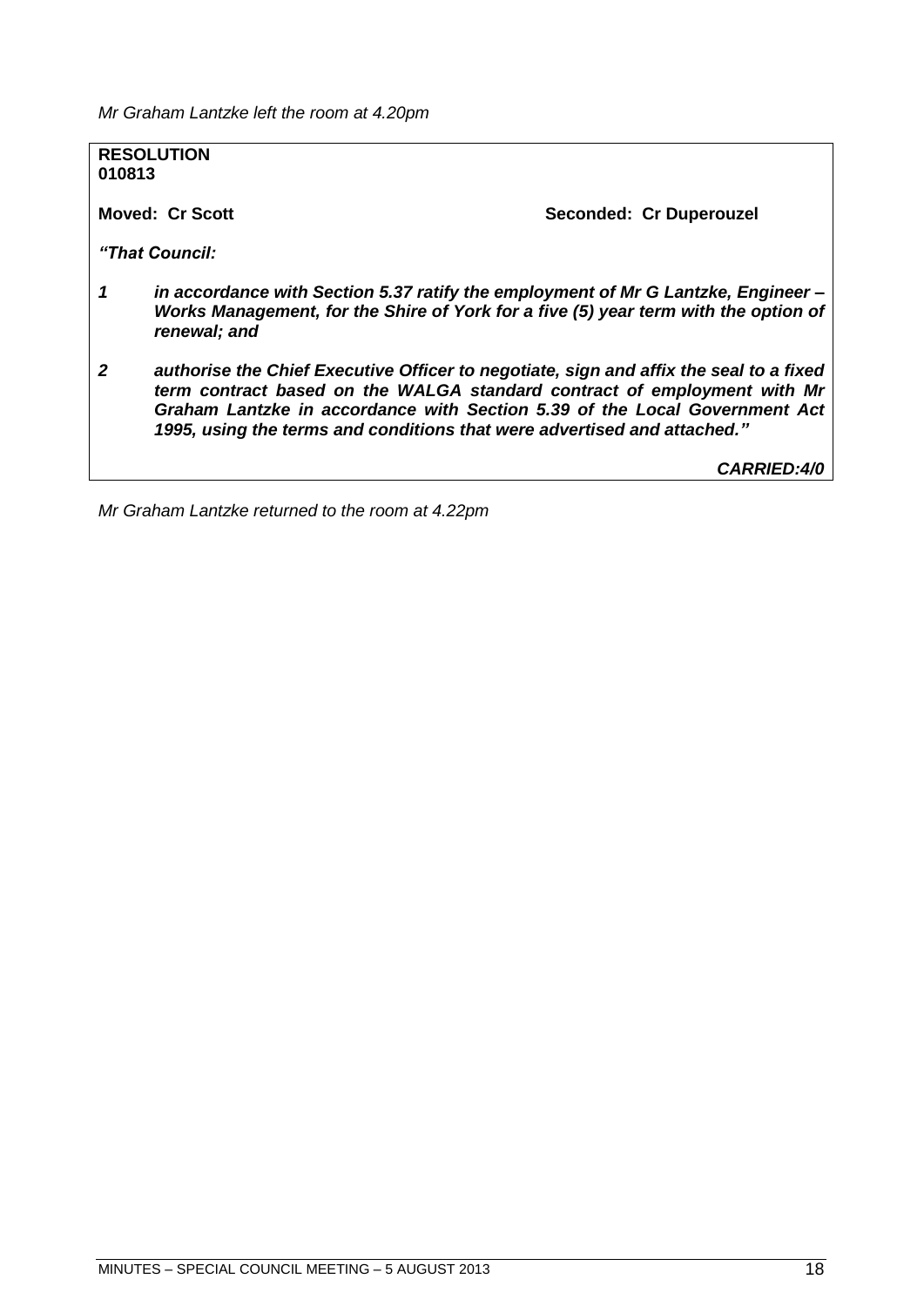*Mr Graham Lantzke left the room at 4.20pm*

**RESOLUTION**
**010813**

**Moved: Cr Scott** **Seconded: Cr Duperouzel**

***"That Council:***

1. ***in accordance with Section 5.37 ratify the employment of Mr G Lantzke, Engineer – Works Management, for the Shire of York for a five (5) year term with the option of renewal; and***

2. ***authorise the Chief Executive Officer to negotiate, sign and affix the seal to a fixed term contract based on the WALGA standard contract of employment with Mr Graham Lantzke in accordance with Section 5.39 of the Local Government Act 1995, using the terms and conditions that were advertised and attached."***

***CARRIED:4/0***

*Mr Graham Lantzke returned to the room at 4.22pm*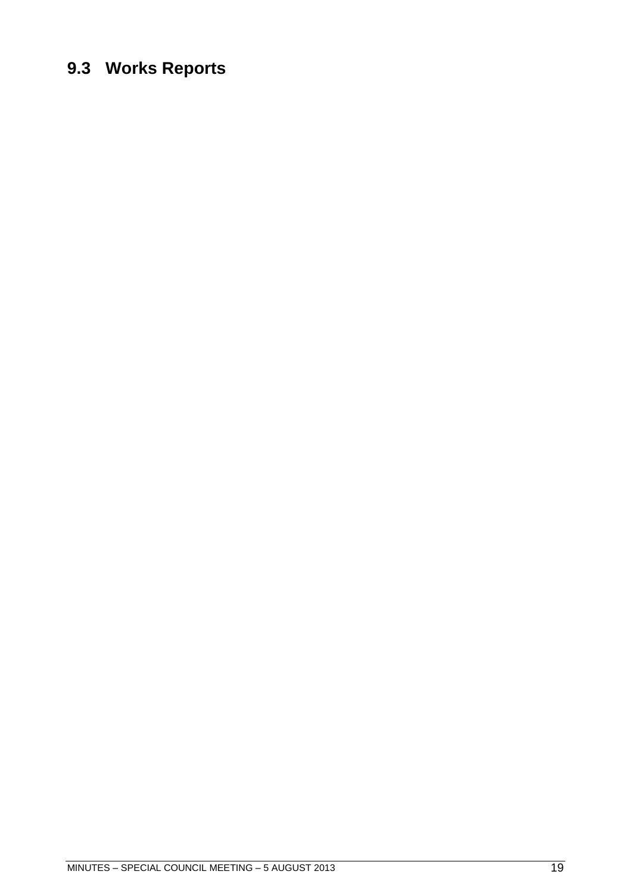## 9.3 Works Reports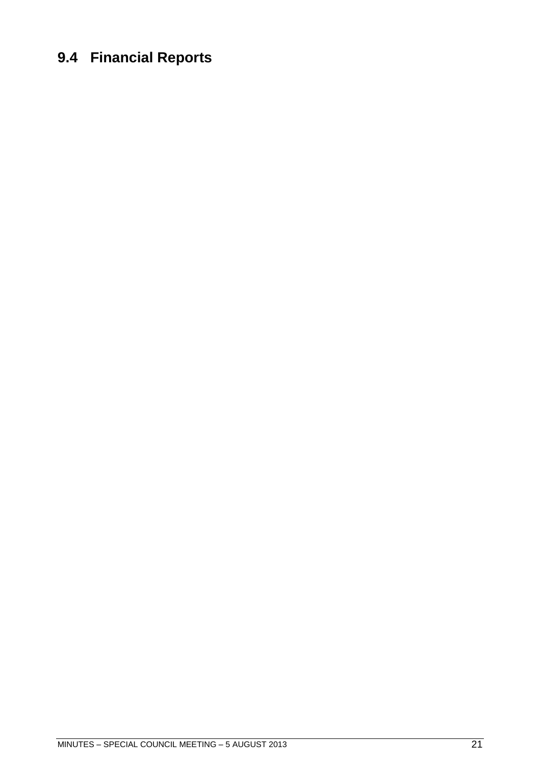## 9.4 Financial Reports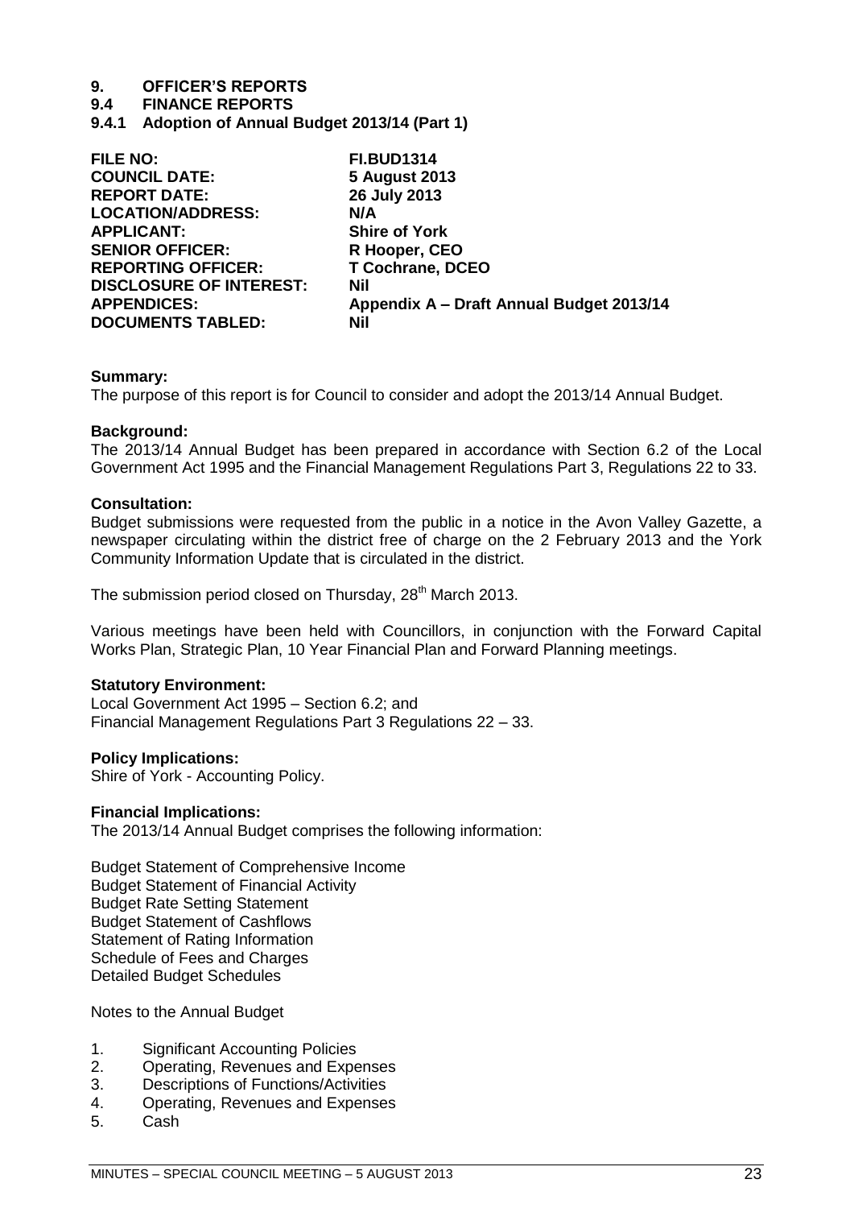# 9. OFFICER'S REPORTS

## 9.4 FINANCE REPORTS

### 9.4.1 Adoption of Annual Budget 2013/14 (Part 1)

| | |
|---|---|
| **FILE NO:** | **FI.BUD1314** |
| **COUNCIL DATE:** | **5 August 2013** |
| **REPORT DATE:** | **26 July 2013** |
| **LOCATION/ADDRESS:** | **N/A** |
| **APPLICANT:** | **Shire of York** |
| **SENIOR OFFICER:** | **R Hooper, CEO** |
| **REPORTING OFFICER:** | **T Cochrane, DCEO** |
| **DISCLOSURE OF INTEREST:** | **Nil** |
| **APPENDICES:** | **Appendix A – Draft Annual Budget 2013/14** |
| **DOCUMENTS TABLED:** | **Nil** |

**Summary:**
The purpose of this report is for Council to consider and adopt the 2013/14 Annual Budget.

**Background:**
The 2013/14 Annual Budget has been prepared in accordance with Section 6.2 of the Local Government Act 1995 and the Financial Management Regulations Part 3, Regulations 22 to 33.

**Consultation:**
Budget submissions were requested from the public in a notice in the Avon Valley Gazette, a newspaper circulating within the district free of charge on the 2 February 2013 and the York Community Information Update that is circulated in the district.

The submission period closed on Thursday, 28th March 2013.

Various meetings have been held with Councillors, in conjunction with the Forward Capital Works Plan, Strategic Plan, 10 Year Financial Plan and Forward Planning meetings.

**Statutory Environment:**
Local Government Act 1995 – Section 6.2; and
Financial Management Regulations Part 3 Regulations 22 – 33.

**Policy Implications:**
Shire of York - Accounting Policy.

**Financial Implications:**
The 2013/14 Annual Budget comprises the following information:

Budget Statement of Comprehensive Income
Budget Statement of Financial Activity
Budget Rate Setting Statement
Budget Statement of Cashflows
Statement of Rating Information
Schedule of Fees and Charges
Detailed Budget Schedules

Notes to the Annual Budget

1. Significant Accounting Policies
2. Operating, Revenues and Expenses
3. Descriptions of Functions/Activities
4. Operating, Revenues and Expenses
5. Cash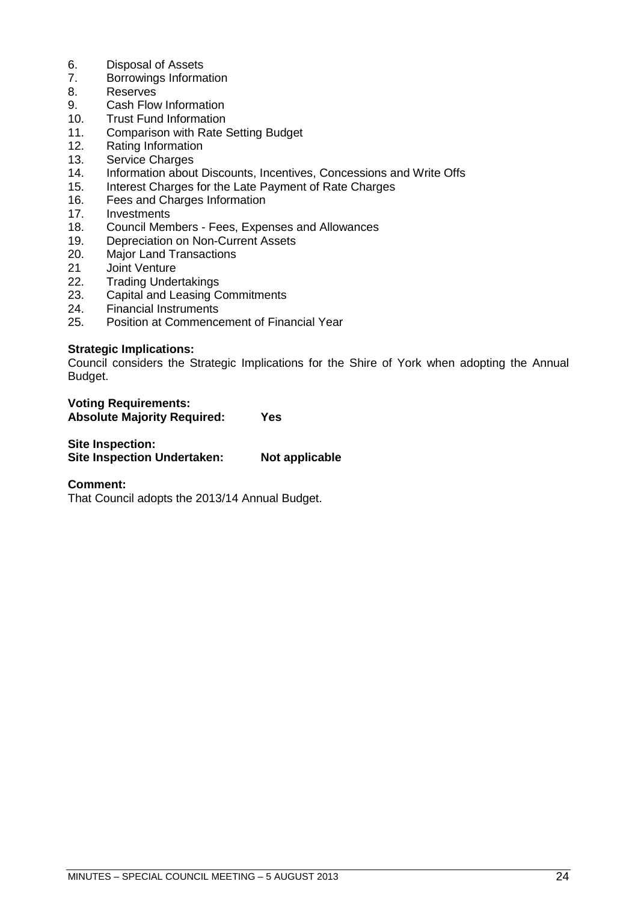6. Disposal of Assets
7. Borrowings Information
8. Reserves
9. Cash Flow Information
10. Trust Fund Information
11. Comparison with Rate Setting Budget
12. Rating Information
13. Service Charges
14. Information about Discounts, Incentives, Concessions and Write Offs
15. Interest Charges for the Late Payment of Rate Charges
16. Fees and Charges Information
17. Investments
18. Council Members - Fees, Expenses and Allowances
19. Depreciation on Non-Current Assets
20. Major Land Transactions
21 Joint Venture
22. Trading Undertakings
23. Capital and Leasing Commitments
24. Financial Instruments
25. Position at Commencement of Financial Year

**Strategic Implications:**
Council considers the Strategic Implications for the Shire of York when adopting the Annual Budget.

**Voting Requirements:**
**Absolute Majority Required: Yes**

**Site Inspection:**
**Site Inspection Undertaken: Not applicable**

**Comment:**
That Council adopts the 2013/14 Annual Budget.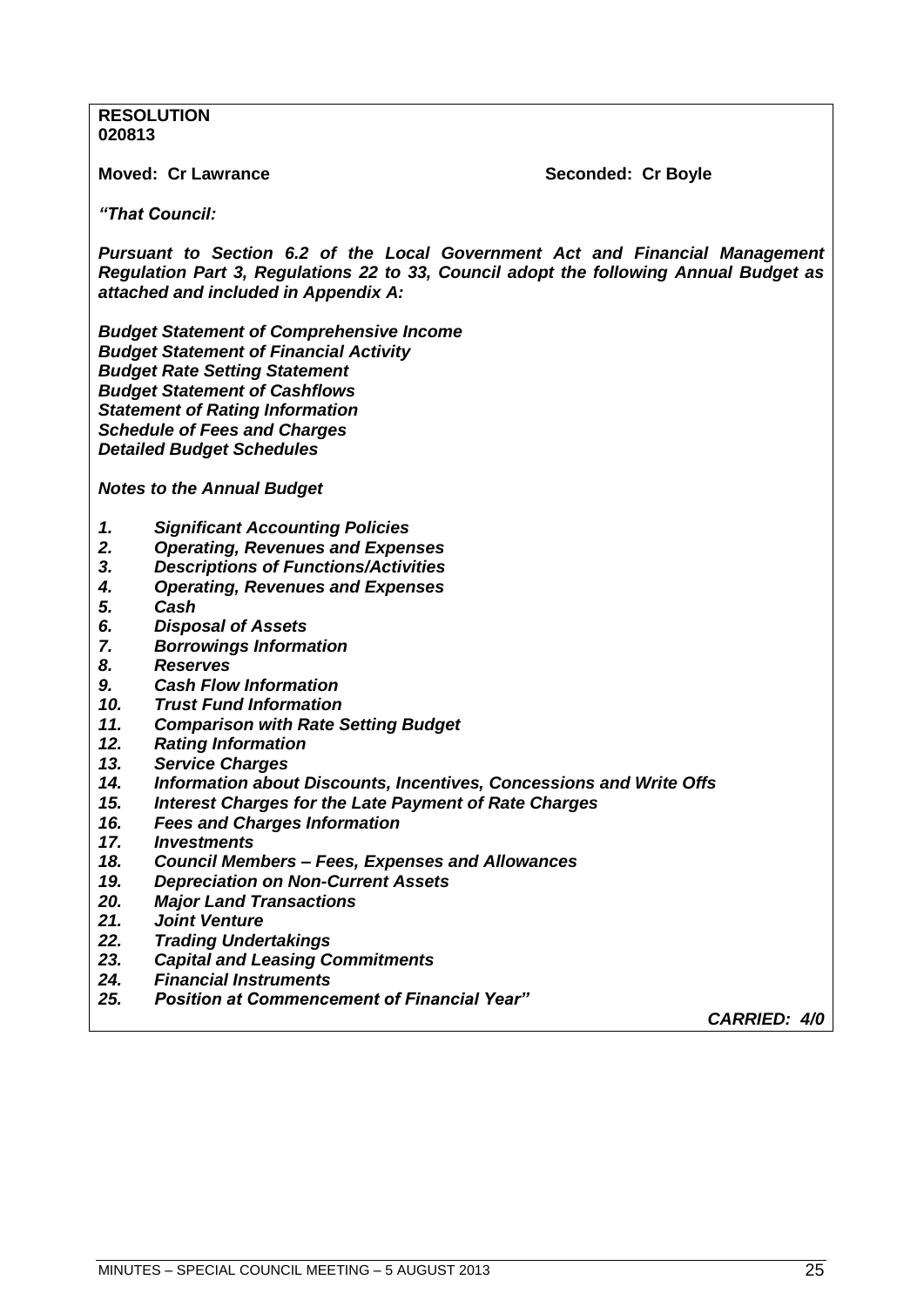**RESOLUTION**
**020813**

**Moved: Cr Lawrance** **Seconded: Cr Boyle**

***"That Council:***

***Pursuant to Section 6.2 of the Local Government Act and Financial Management Regulation Part 3, Regulations 22 to 33, Council adopt the following Annual Budget as attached and included in Appendix A:***

***Budget Statement of Comprehensive Income***
***Budget Statement of Financial Activity***
***Budget Rate Setting Statement***
***Budget Statement of Cashflows***
***Statement of Rating Information***
***Schedule of Fees and Charges***
***Detailed Budget Schedules***

***Notes to the Annual Budget***

1. ***Significant Accounting Policies***
2. ***Operating, Revenues and Expenses***
3. ***Descriptions of Functions/Activities***
4. ***Operating, Revenues and Expenses***
5. ***Cash***
6. ***Disposal of Assets***
7. ***Borrowings Information***
8. ***Reserves***
9. ***Cash Flow Information***
10. ***Trust Fund Information***
11. ***Comparison with Rate Setting Budget***
12. ***Rating Information***
13. ***Service Charges***
14. ***Information about Discounts, Incentives, Concessions and Write Offs***
15. ***Interest Charges for the Late Payment of Rate Charges***
16. ***Fees and Charges Information***
17. ***Investments***
18. ***Council Members – Fees, Expenses and Allowances***
19. ***Depreciation on Non-Current Assets***
20. ***Major Land Transactions***
21. ***Joint Venture***
22. ***Trading Undertakings***
23. ***Capital and Leasing Commitments***
24. ***Financial Instruments***
25. ***Position at Commencement of Financial Year"***

***CARRIED: 4/0***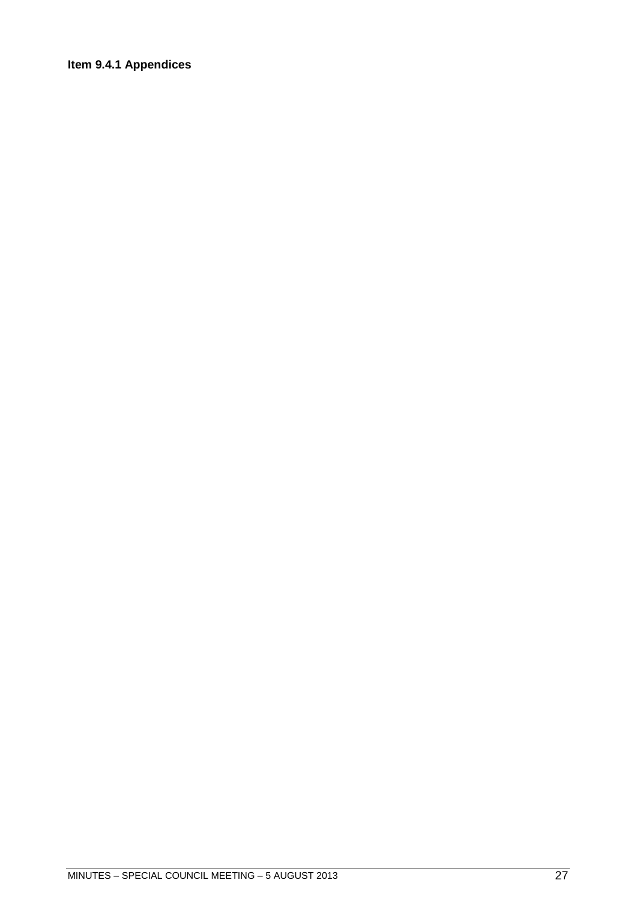**Item 9.4.1 Appendices**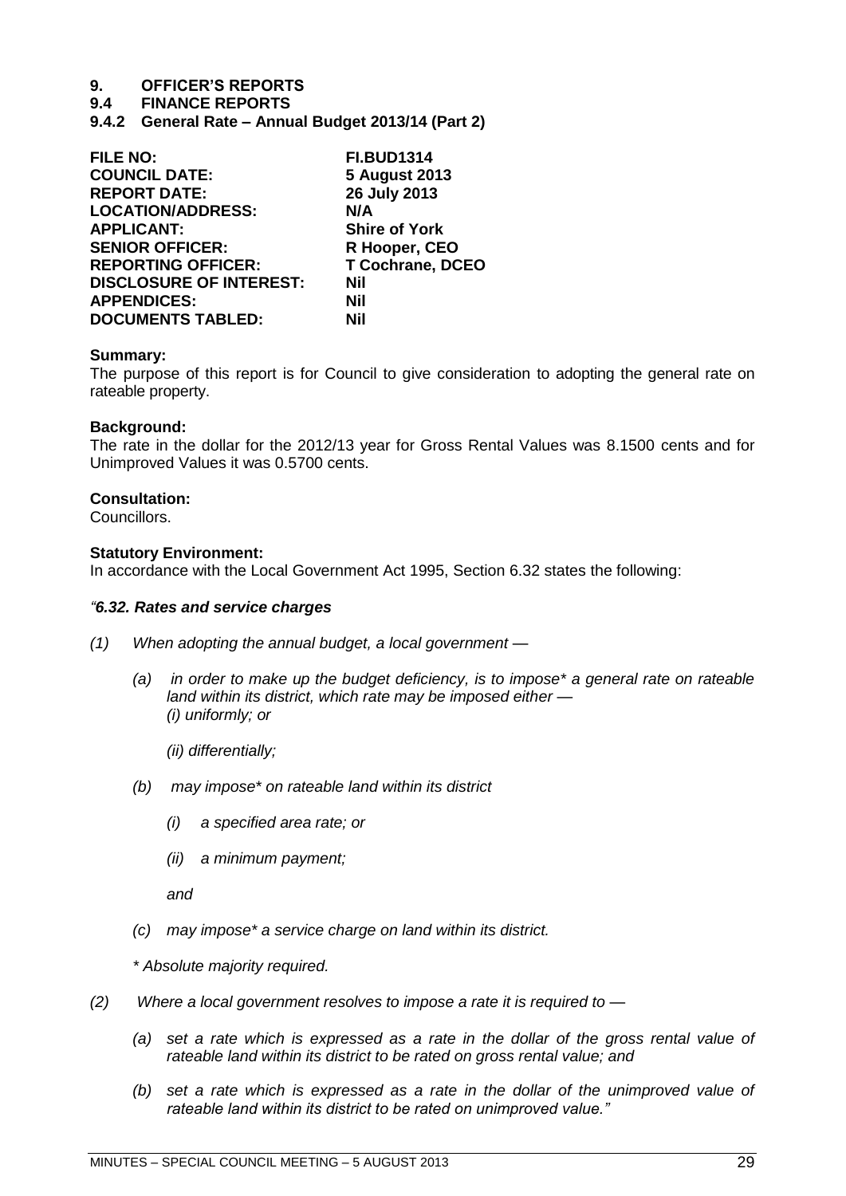# 9. OFFICER'S REPORTS

## 9.4 FINANCE REPORTS

### 9.4.2 General Rate – Annual Budget 2013/14 (Part 2)

| | |
|---|---|
| **FILE NO:** | **FI.BUD1314** |
| **COUNCIL DATE:** | **5 August 2013** |
| **REPORT DATE:** | **26 July 2013** |
| **LOCATION/ADDRESS:** | **N/A** |
| **APPLICANT:** | **Shire of York** |
| **SENIOR OFFICER:** | **R Hooper, CEO** |
| **REPORTING OFFICER:** | **T Cochrane, DCEO** |
| **DISCLOSURE OF INTEREST:** | **Nil** |
| **APPENDICES:** | **Nil** |
| **DOCUMENTS TABLED:** | **Nil** |

**Summary:**
The purpose of this report is for Council to give consideration to adopting the general rate on rateable property.

**Background:**
The rate in the dollar for the 2012/13 year for Gross Rental Values was 8.1500 cents and for Unimproved Values it was 0.5700 cents.

**Consultation:**
Councillors.

**Statutory Environment:**
In accordance with the Local Government Act 1995, Section 6.32 states the following:

*"**6.32. Rates and service charges***

*(1) When adopting the annual budget, a local government —*

*(a) in order to make up the budget deficiency, is to impose* a general rate on rateable land within its district, which rate may be imposed either —*
*(i) uniformly; or*

*(ii) differentially;*

*(b) may impose* on rateable land within its district*

*(i) a specified area rate; or*

*(ii) a minimum payment;*

*and*

*(c) may impose* a service charge on land within its district.*

** Absolute majority required.*

*(2) Where a local government resolves to impose a rate it is required to —*

*(a) set a rate which is expressed as a rate in the dollar of the gross rental value of rateable land within its district to be rated on gross rental value; and*

*(b) set a rate which is expressed as a rate in the dollar of the unimproved value of rateable land within its district to be rated on unimproved value."*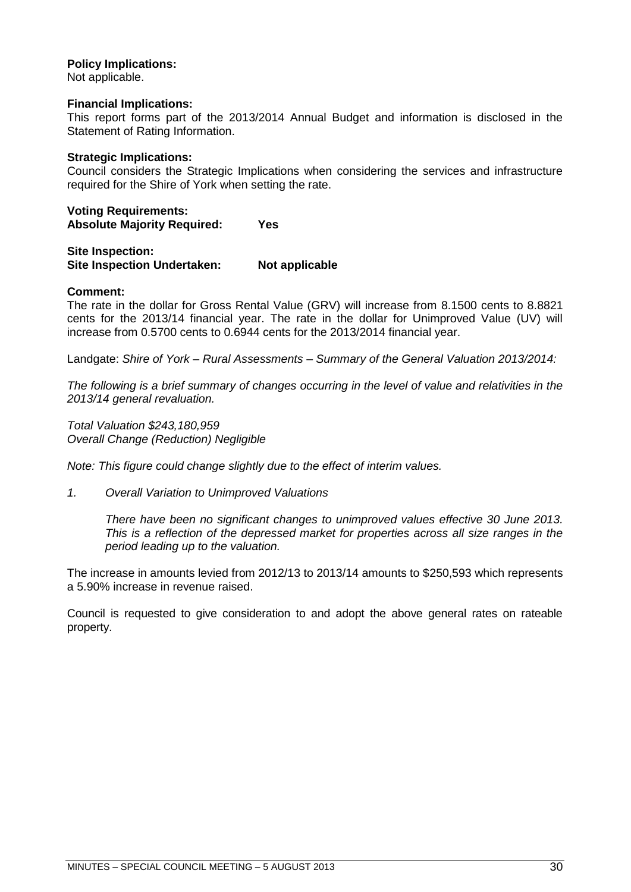**Policy Implications:**
Not applicable.

**Financial Implications:**
This report forms part of the 2013/2014 Annual Budget and information is disclosed in the Statement of Rating Information.

**Strategic Implications:**
Council considers the Strategic Implications when considering the services and infrastructure required for the Shire of York when setting the rate.

**Voting Requirements:**
**Absolute Majority Required: Yes**

**Site Inspection:**
**Site Inspection Undertaken: Not applicable**

**Comment:**
The rate in the dollar for Gross Rental Value (GRV) will increase from 8.1500 cents to 8.8821 cents for the 2013/14 financial year. The rate in the dollar for Unimproved Value (UV) will increase from 0.5700 cents to 0.6944 cents for the 2013/2014 financial year.

Landgate: *Shire of York – Rural Assessments – Summary of the General Valuation 2013/2014:*

*The following is a brief summary of changes occurring in the level of value and relativities in the 2013/14 general revaluation.*

*Total Valuation $243,180,959*
*Overall Change (Reduction) Negligible*

*Note: This figure could change slightly due to the effect of interim values.*

*1. Overall Variation to Unimproved Valuations*

*There have been no significant changes to unimproved values effective 30 June 2013. This is a reflection of the depressed market for properties across all size ranges in the period leading up to the valuation.*

The increase in amounts levied from 2012/13 to 2013/14 amounts to $250,593 which represents a 5.90% increase in revenue raised.

Council is requested to give consideration to and adopt the above general rates on rateable property.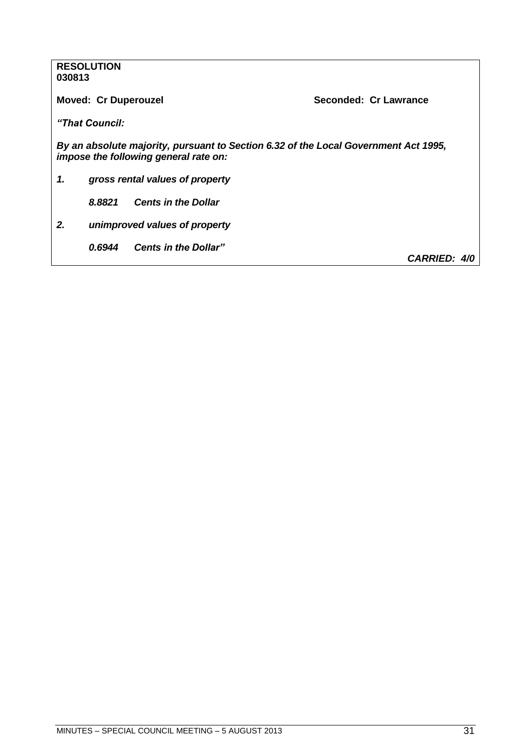**RESOLUTION**
**030813**

**Moved: Cr Duperouzel** **Seconded: Cr Lawrance**

***"That Council:***

***By an absolute majority, pursuant to Section 6.32 of the Local Government Act 1995, impose the following general rate on:***

***1. gross rental values of property***

***8.8821 Cents in the Dollar***

***2. unimproved values of property***

***0.6944 Cents in the Dollar"***

***CARRIED: 4/0***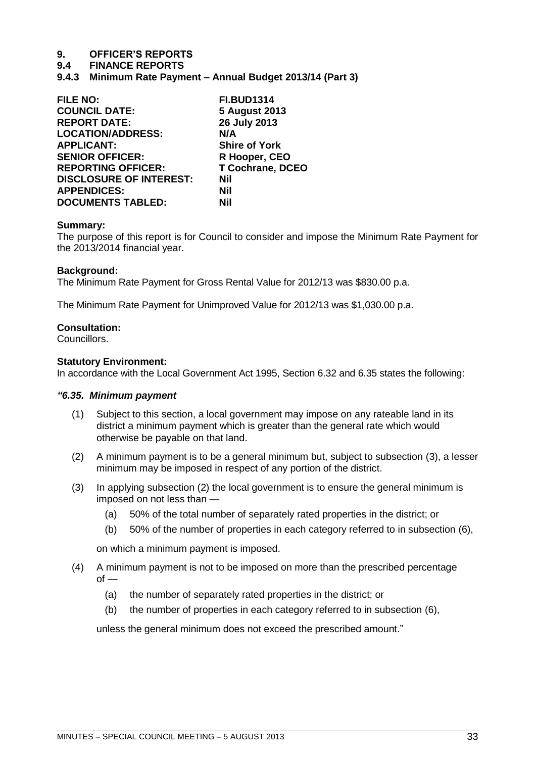# 9. OFFICER'S REPORTS

## 9.4 FINANCE REPORTS

### 9.4.3 Minimum Rate Payment – Annual Budget 2013/14 (Part 3)

| | |
|---|---|
| **FILE NO:** | **FI.BUD1314** |
| **COUNCIL DATE:** | **5 August 2013** |
| **REPORT DATE:** | **26 July 2013** |
| **LOCATION/ADDRESS:** | **N/A** |
| **APPLICANT:** | **Shire of York** |
| **SENIOR OFFICER:** | **R Hooper, CEO** |
| **REPORTING OFFICER:** | **T Cochrane, DCEO** |
| **DISCLOSURE OF INTEREST:** | **Nil** |
| **APPENDICES:** | **Nil** |
| **DOCUMENTS TABLED:** | **Nil** |

**Summary:**
The purpose of this report is for Council to consider and impose the Minimum Rate Payment for the 2013/2014 financial year.

**Background:**
The Minimum Rate Payment for Gross Rental Value for 2012/13 was $830.00 p.a.

The Minimum Rate Payment for Unimproved Value for 2012/13 was $1,030.00 p.a.

**Consultation:**
Councillors.

**Statutory Environment:**
In accordance with the Local Government Act 1995, Section 6.32 and 6.35 states the following:

***"6.35. Minimum payment***

(1) Subject to this section, a local government may impose on any rateable land in its district a minimum payment which is greater than the general rate which would otherwise be payable on that land.

(2) A minimum payment is to be a general minimum but, subject to subsection (3), a lesser minimum may be imposed in respect of any portion of the district.

(3) In applying subsection (2) the local government is to ensure the general minimum is imposed on not less than —

   (a) 50% of the total number of separately rated properties in the district; or

   (b) 50% of the number of properties in each category referred to in subsection (6),

   on which a minimum payment is imposed.

(4) A minimum payment is not to be imposed on more than the prescribed percentage of —

   (a) the number of separately rated properties in the district; or

   (b) the number of properties in each category referred to in subsection (6),

   unless the general minimum does not exceed the prescribed amount."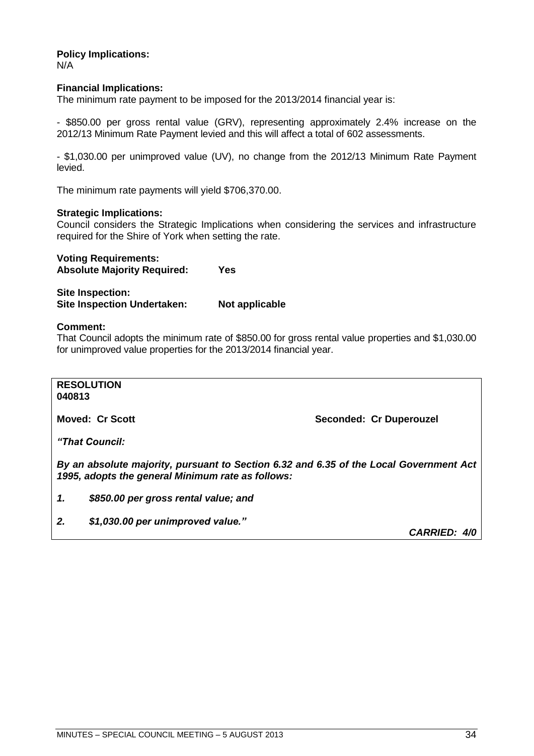**Policy Implications:**
N/A

**Financial Implications:**
The minimum rate payment to be imposed for the 2013/2014 financial year is:

- $850.00 per gross rental value (GRV), representing approximately 2.4% increase on the 2012/13 Minimum Rate Payment levied and this will affect a total of 602 assessments.

- $1,030.00 per unimproved value (UV), no change from the 2012/13 Minimum Rate Payment levied.

The minimum rate payments will yield $706,370.00.

**Strategic Implications:**
Council considers the Strategic Implications when considering the services and infrastructure required for the Shire of York when setting the rate.

**Voting Requirements:**
**Absolute Majority Required: Yes**

**Site Inspection:**
**Site Inspection Undertaken: Not applicable**

**Comment:**
That Council adopts the minimum rate of $850.00 for gross rental value properties and $1,030.00 for unimproved value properties for the 2013/2014 financial year.

**RESOLUTION**
**040813**

**Moved: Cr Scott** **Seconded: Cr Duperouzel**

***"That Council:***

***By an absolute majority, pursuant to Section 6.32 and 6.35 of the Local Government Act 1995, adopts the general Minimum rate as follows:***

***1. $850.00 per gross rental value; and***

***2. $1,030.00 per unimproved value."***

***CARRIED: 4/0***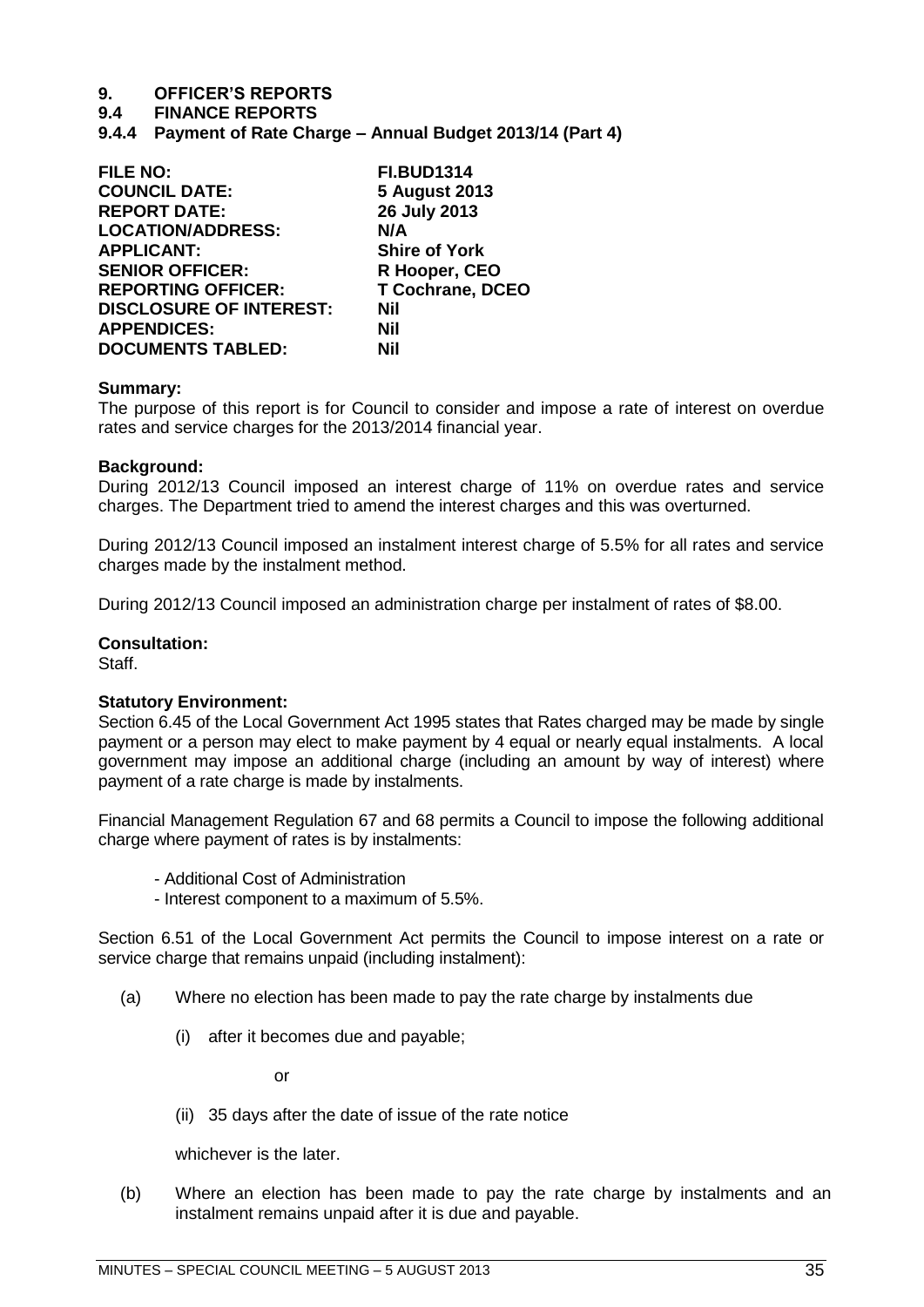# 9. OFFICER'S REPORTS

## 9.4 FINANCE REPORTS

### 9.4.4 Payment of Rate Charge – Annual Budget 2013/14 (Part 4)

| | |
|---|---|
| **FILE NO:** | **FI.BUD1314** |
| **COUNCIL DATE:** | **5 August 2013** |
| **REPORT DATE:** | **26 July 2013** |
| **LOCATION/ADDRESS:** | **N/A** |
| **APPLICANT:** | **Shire of York** |
| **SENIOR OFFICER:** | **R Hooper, CEO** |
| **REPORTING OFFICER:** | **T Cochrane, DCEO** |
| **DISCLOSURE OF INTEREST:** | **Nil** |
| **APPENDICES:** | **Nil** |
| **DOCUMENTS TABLED:** | **Nil** |

**Summary:**
The purpose of this report is for Council to consider and impose a rate of interest on overdue rates and service charges for the 2013/2014 financial year.

**Background:**
During 2012/13 Council imposed an interest charge of 11% on overdue rates and service charges. The Department tried to amend the interest charges and this was overturned.

During 2012/13 Council imposed an instalment interest charge of 5.5% for all rates and service charges made by the instalment method.

During 2012/13 Council imposed an administration charge per instalment of rates of $8.00.

**Consultation:**
Staff.

**Statutory Environment:**
Section 6.45 of the Local Government Act 1995 states that Rates charged may be made by single payment or a person may elect to make payment by 4 equal or nearly equal instalments. A local government may impose an additional charge (including an amount by way of interest) where payment of a rate charge is made by instalments.

Financial Management Regulation 67 and 68 permits a Council to impose the following additional charge where payment of rates is by instalments:

- Additional Cost of Administration
- Interest component to a maximum of 5.5%.

Section 6.51 of the Local Government Act permits the Council to impose interest on a rate or service charge that remains unpaid (including instalment):

(a) Where no election has been made to pay the rate charge by instalments due

   (i) after it becomes due and payable;

   or

   (ii) 35 days after the date of issue of the rate notice

   whichever is the later.

(b) Where an election has been made to pay the rate charge by instalments and an instalment remains unpaid after it is due and payable.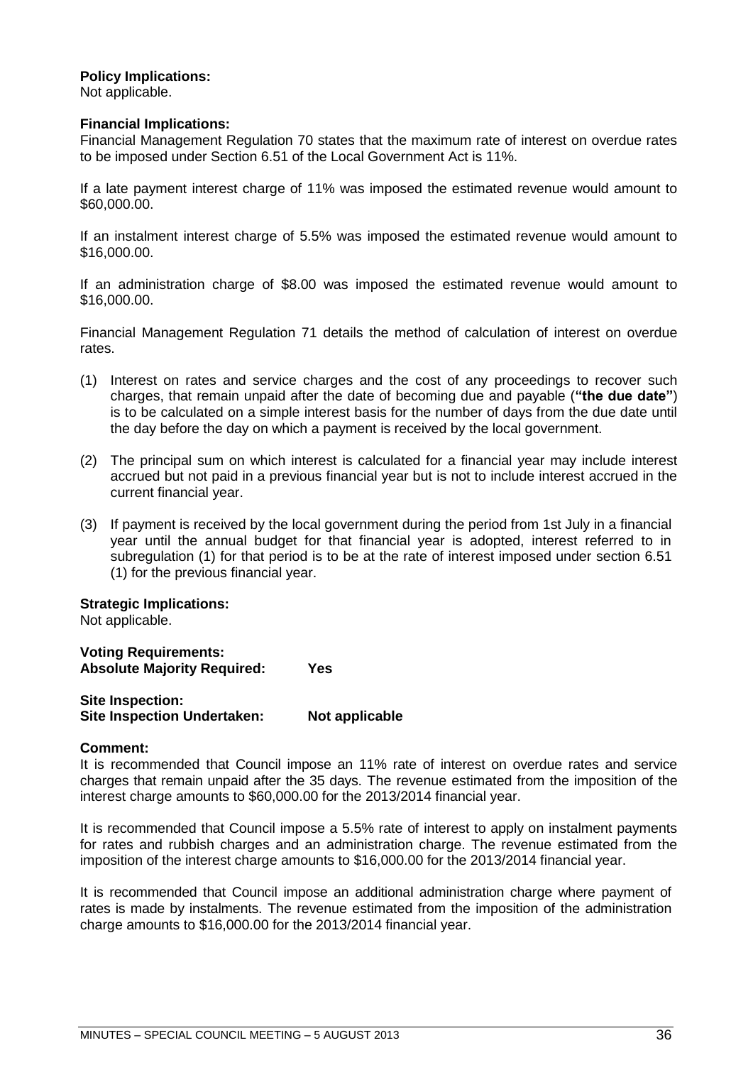**Policy Implications:**
Not applicable.

**Financial Implications:**
Financial Management Regulation 70 states that the maximum rate of interest on overdue rates to be imposed under Section 6.51 of the Local Government Act is 11%.

If a late payment interest charge of 11% was imposed the estimated revenue would amount to $60,000.00.

If an instalment interest charge of 5.5% was imposed the estimated revenue would amount to $16,000.00.

If an administration charge of $8.00 was imposed the estimated revenue would amount to $16,000.00.

Financial Management Regulation 71 details the method of calculation of interest on overdue rates.

(1) Interest on rates and service charges and the cost of any proceedings to recover such charges, that remain unpaid after the date of becoming due and payable (**"the due date"**) is to be calculated on a simple interest basis for the number of days from the due date until the day before the day on which a payment is received by the local government.

(2) The principal sum on which interest is calculated for a financial year may include interest accrued but not paid in a previous financial year but is not to include interest accrued in the current financial year.

(3) If payment is received by the local government during the period from 1st July in a financial year until the annual budget for that financial year is adopted, interest referred to in subregulation (1) for that period is to be at the rate of interest imposed under section 6.51 (1) for the previous financial year.

**Strategic Implications:**
Not applicable.

**Voting Requirements:**
**Absolute Majority Required: Yes**

**Site Inspection:**
**Site Inspection Undertaken: Not applicable**

**Comment:**
It is recommended that Council impose an 11% rate of interest on overdue rates and service charges that remain unpaid after the 35 days. The revenue estimated from the imposition of the interest charge amounts to $60,000.00 for the 2013/2014 financial year.

It is recommended that Council impose a 5.5% rate of interest to apply on instalment payments for rates and rubbish charges and an administration charge. The revenue estimated from the imposition of the interest charge amounts to $16,000.00 for the 2013/2014 financial year.

It is recommended that Council impose an additional administration charge where payment of rates is made by instalments. The revenue estimated from the imposition of the administration charge amounts to $16,000.00 for the 2013/2014 financial year.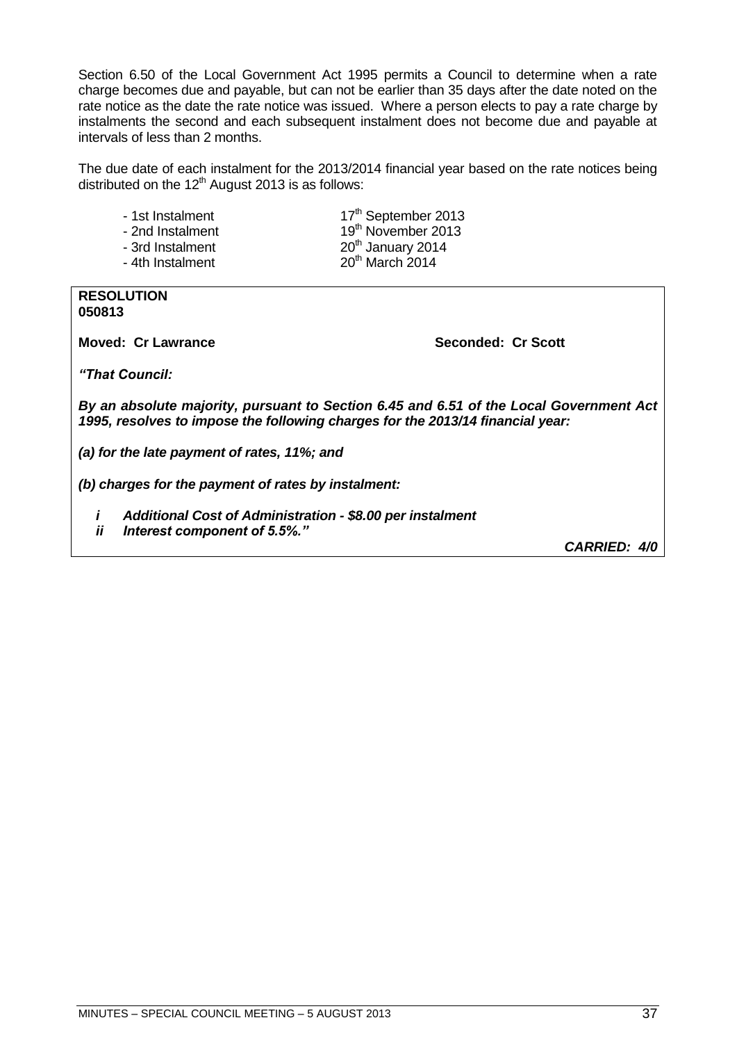Section 6.50 of the Local Government Act 1995 permits a Council to determine when a rate charge becomes due and payable, but can not be earlier than 35 days after the date noted on the rate notice as the date the rate notice was issued. Where a person elects to pay a rate charge by instalments the second and each subsequent instalment does not become due and payable at intervals of less than 2 months.

The due date of each instalment for the 2013/2014 financial year based on the rate notices being distributed on the 12th August 2013 is as follows:

| | |
|---|---|
| - 1st Instalment | 17th September 2013 |
| - 2nd Instalment | 19th November 2013 |
| - 3rd Instalment | 20th January 2014 |
| - 4th Instalment | 20th March 2014 |

**RESOLUTION**
**050813**

**Moved: Cr Lawrance** **Seconded: Cr Scott**

***"That Council:***

***By an absolute majority, pursuant to Section 6.45 and 6.51 of the Local Government Act 1995, resolves to impose the following charges for the 2013/14 financial year:***

***(a) for the late payment of rates, 11%; and***

***(b) charges for the payment of rates by instalment:***

- ***i Additional Cost of Administration - $8.00 per instalment***
- ***ii Interest component of 5.5%."***

***CARRIED: 4/0***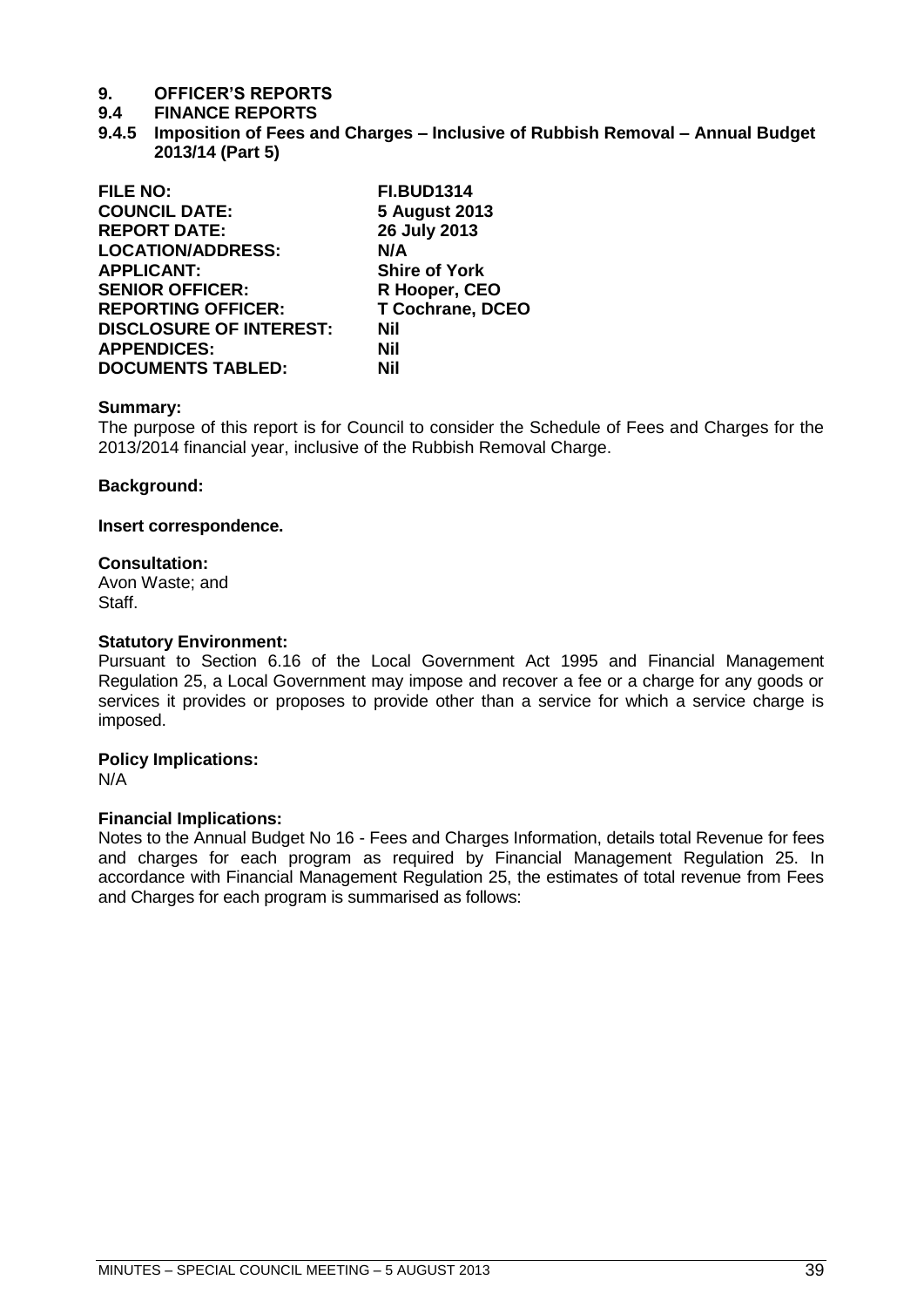# 9. OFFICER'S REPORTS

## 9.4 FINANCE REPORTS

### 9.4.5 Imposition of Fees and Charges – Inclusive of Rubbish Removal – Annual Budget 2013/14 (Part 5)

| | |
|---|---|
| **FILE NO:** | **FI.BUD1314** |
| **COUNCIL DATE:** | **5 August 2013** |
| **REPORT DATE:** | **26 July 2013** |
| **LOCATION/ADDRESS:** | **N/A** |
| **APPLICANT:** | **Shire of York** |
| **SENIOR OFFICER:** | **R Hooper, CEO** |
| **REPORTING OFFICER:** | **T Cochrane, DCEO** |
| **DISCLOSURE OF INTEREST:** | **Nil** |
| **APPENDICES:** | **Nil** |
| **DOCUMENTS TABLED:** | **Nil** |

**Summary:**
The purpose of this report is for Council to consider the Schedule of Fees and Charges for the 2013/2014 financial year, inclusive of the Rubbish Removal Charge.

**Background:**

**Insert correspondence.**

**Consultation:**
Avon Waste; and
Staff.

**Statutory Environment:**
Pursuant to Section 6.16 of the Local Government Act 1995 and Financial Management Regulation 25, a Local Government may impose and recover a fee or a charge for any goods or services it provides or proposes to provide other than a service for which a service charge is imposed.

**Policy Implications:**
N/A

**Financial Implications:**
Notes to the Annual Budget No 16 - Fees and Charges Information, details total Revenue for fees and charges for each program as required by Financial Management Regulation 25. In accordance with Financial Management Regulation 25, the estimates of total revenue from Fees and Charges for each program is summarised as follows: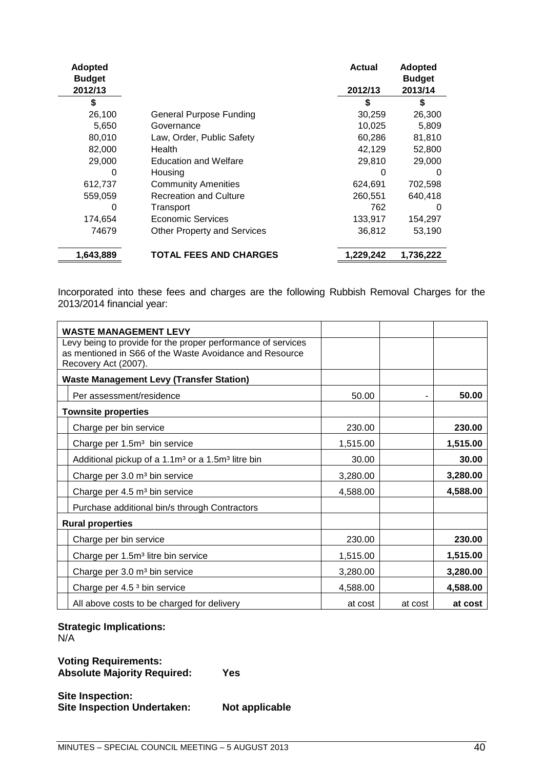| Adopted Budget 2012/13 | | Actual 2012/13 | Adopted Budget 2013/14 |
|---|---|---|---|
| $ | | $ | $ |
| 26,100 | General Purpose Funding | 30,259 | 26,300 |
| 5,650 | Governance | 10,025 | 5,809 |
| 80,010 | Law, Order, Public Safety | 60,286 | 81,810 |
| 82,000 | Health | 42,129 | 52,800 |
| 29,000 | Education and Welfare | 29,810 | 29,000 |
| 0 | Housing | 0 | 0 |
| 612,737 | Community Amenities | 624,691 | 702,598 |
| 559,059 | Recreation and Culture | 260,551 | 640,418 |
| 0 | Transport | 762 | 0 |
| 174,654 | Economic Services | 133,917 | 154,297 |
| 74679 | Other Property and Services | 36,812 | 53,190 |
| **1,643,889** | **TOTAL FEES AND CHARGES** | **1,229,242** | **1,736,222** |

Incorporated into these fees and charges are the following Rubbish Removal Charges for the 2013/2014 financial year:

| **WASTE MANAGEMENT LEVY** | | | |
|---|---|---|---|
| Levy being to provide for the proper performance of services as mentioned in S66 of the Waste Avoidance and Resource Recovery Act (2007). | | | |
| **Waste Management Levy (Transfer Station)** | | | |
| Per assessment/residence | 50.00 | - | **50.00** |
| **Townsite properties** | | | |
| Charge per bin service | 230.00 | | **230.00** |
| Charge per 1.5m³ bin service | 1,515.00 | | **1,515.00** |
| Additional pickup of a 1.1m³ or a 1.5m³ litre bin | 30.00 | | **30.00** |
| Charge per 3.0 m³ bin service | 3,280.00 | | **3,280.00** |
| Charge per 4.5 m³ bin service | 4,588.00 | | **4,588.00** |
| Purchase additional bin/s through Contractors | | | |
| **Rural properties** | | | |
| Charge per bin service | 230.00 | | **230.00** |
| Charge per 1.5m³ litre bin service | 1,515.00 | | **1,515.00** |
| Charge per 3.0 m³ bin service | 3,280.00 | | **3,280.00** |
| Charge per 4.5 ³ bin service | 4,588.00 | | **4,588.00** |
| All above costs to be charged for delivery | at cost | at cost | **at cost** |

**Strategic Implications:**
N/A

**Voting Requirements:**
**Absolute Majority Required: Yes**

**Site Inspection:**
**Site Inspection Undertaken: Not applicable**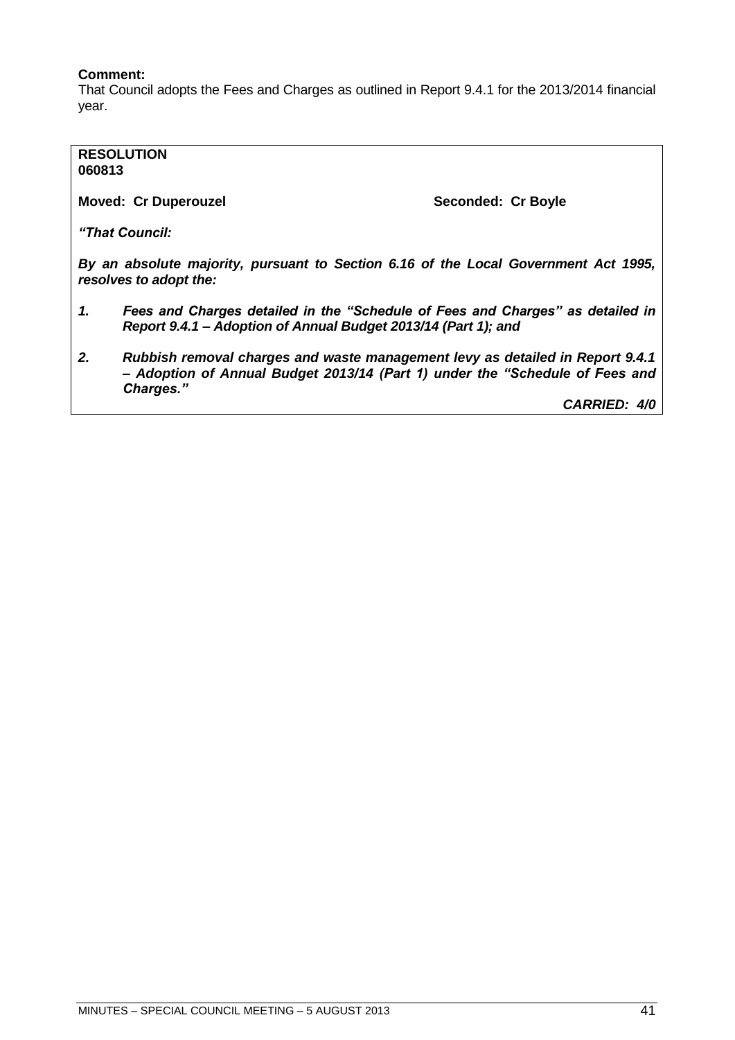**Comment:**
That Council adopts the Fees and Charges as outlined in Report 9.4.1 for the 2013/2014 financial year.

**RESOLUTION**
**060813**

**Moved: Cr Duperouzel** **Seconded: Cr Boyle**

***"That Council:***

***By an absolute majority, pursuant to Section 6.16 of the Local Government Act 1995, resolves to adopt the:***

1. ***Fees and Charges detailed in the "Schedule of Fees and Charges" as detailed in Report 9.4.1 – Adoption of Annual Budget 2013/14 (Part 1); and***

2. ***Rubbish removal charges and waste management levy as detailed in Report 9.4.1 – Adoption of Annual Budget 2013/14 (Part 1) under the "Schedule of Fees and Charges."***

***CARRIED: 4/0***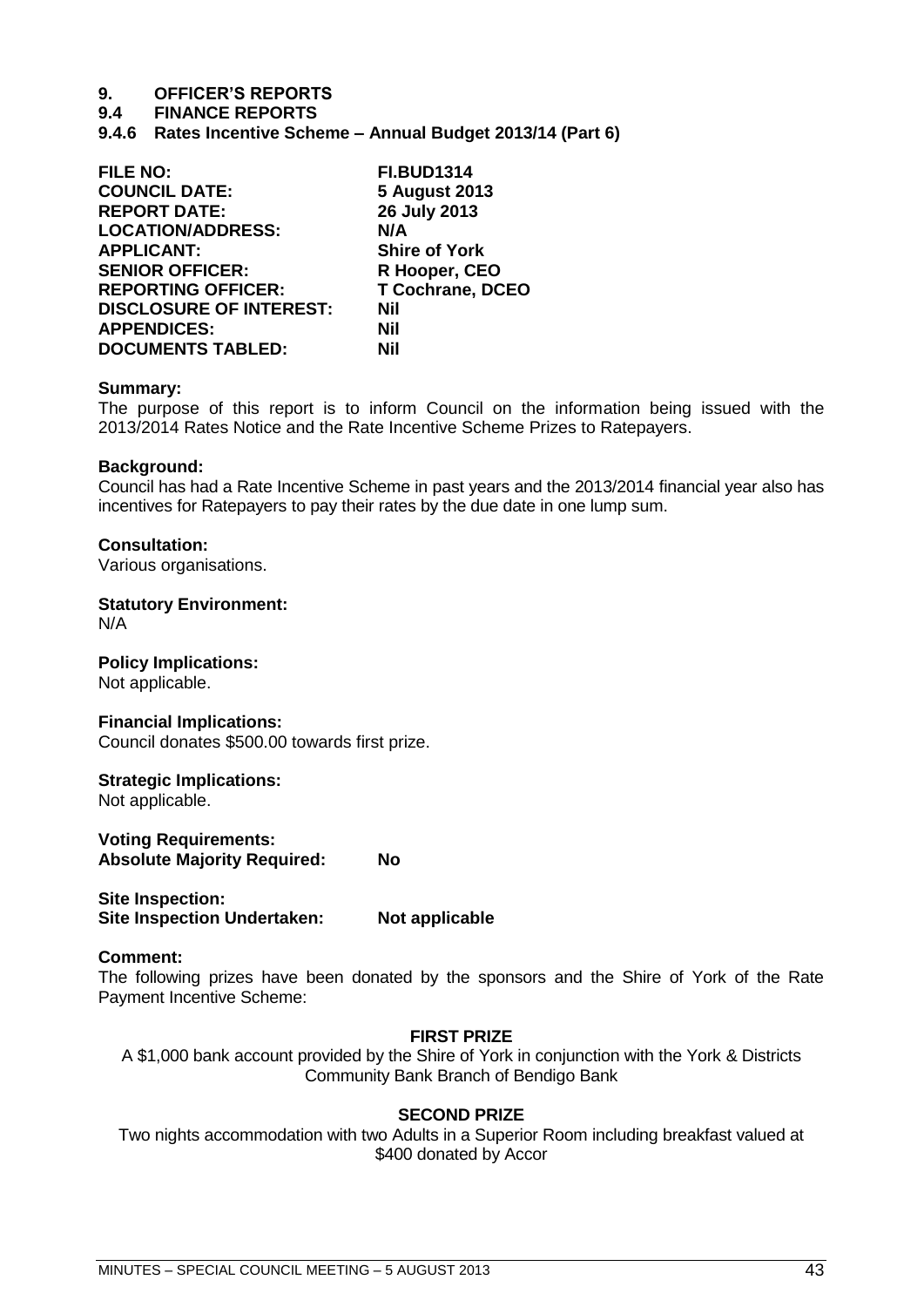# 9. OFFICER'S REPORTS

## 9.4 FINANCE REPORTS

### 9.4.6 Rates Incentive Scheme – Annual Budget 2013/14 (Part 6)

| | |
|---|---|
| **FILE NO:** | **FI.BUD1314** |
| **COUNCIL DATE:** | **5 August 2013** |
| **REPORT DATE:** | **26 July 2013** |
| **LOCATION/ADDRESS:** | **N/A** |
| **APPLICANT:** | **Shire of York** |
| **SENIOR OFFICER:** | **R Hooper, CEO** |
| **REPORTING OFFICER:** | **T Cochrane, DCEO** |
| **DISCLOSURE OF INTEREST:** | **Nil** |
| **APPENDICES:** | **Nil** |
| **DOCUMENTS TABLED:** | **Nil** |

**Summary:**
The purpose of this report is to inform Council on the information being issued with the 2013/2014 Rates Notice and the Rate Incentive Scheme Prizes to Ratepayers.

**Background:**
Council has had a Rate Incentive Scheme in past years and the 2013/2014 financial year also has incentives for Ratepayers to pay their rates by the due date in one lump sum.

**Consultation:**
Various organisations.

**Statutory Environment:**
N/A

**Policy Implications:**
Not applicable.

**Financial Implications:**
Council donates $500.00 towards first prize.

**Strategic Implications:**
Not applicable.

**Voting Requirements:**
**Absolute Majority Required: No**

**Site Inspection:**
**Site Inspection Undertaken: Not applicable**

**Comment:**
The following prizes have been donated by the sponsors and the Shire of York of the Rate Payment Incentive Scheme:

**FIRST PRIZE**

A $1,000 bank account provided by the Shire of York in conjunction with the York & Districts Community Bank Branch of Bendigo Bank

**SECOND PRIZE**

Two nights accommodation with two Adults in a Superior Room including breakfast valued at $400 donated by Accor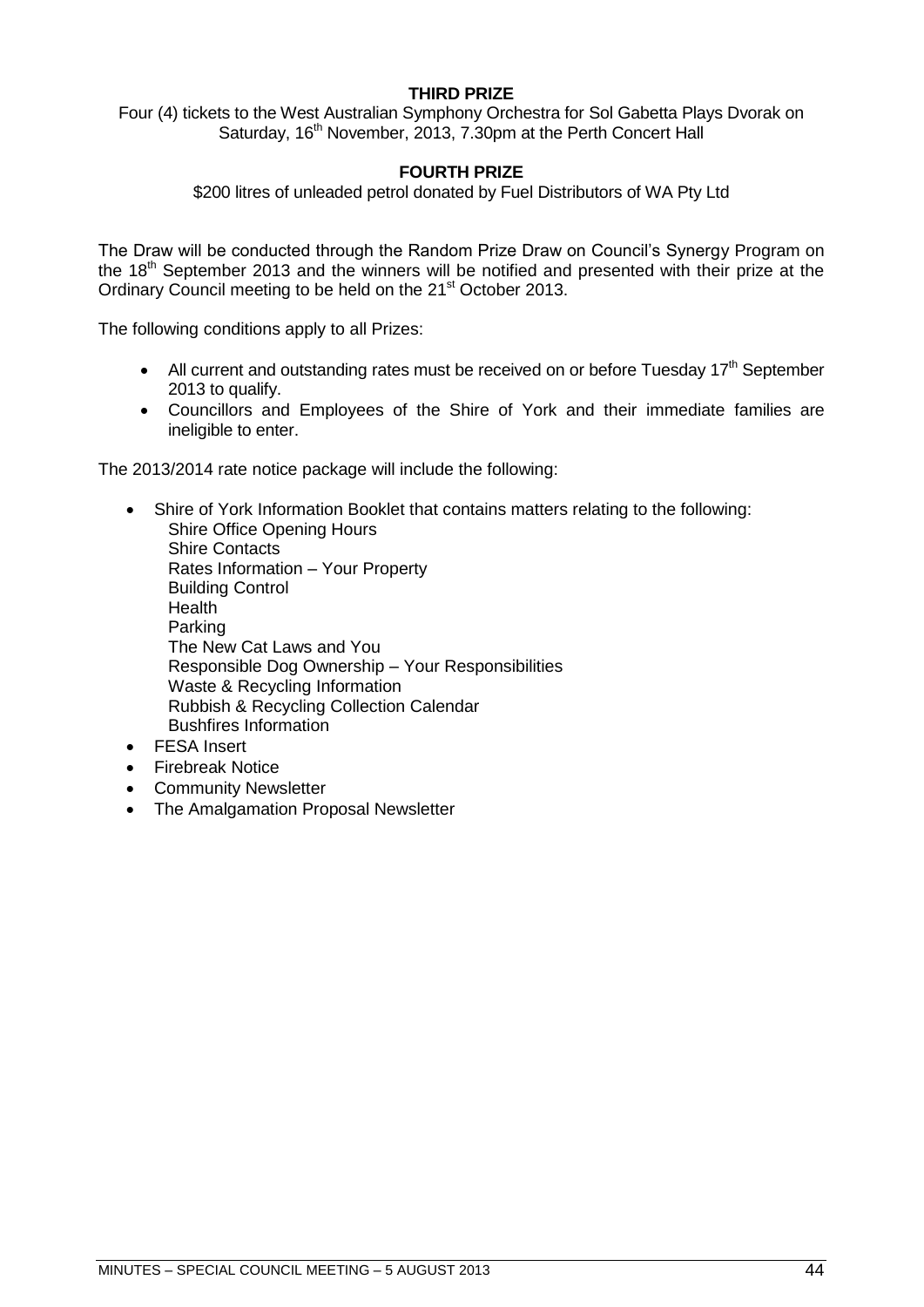**THIRD PRIZE**

Four (4) tickets to the West Australian Symphony Orchestra for Sol Gabetta Plays Dvorak on Saturday, 16th November, 2013, 7.30pm at the Perth Concert Hall

**FOURTH PRIZE**

$200 litres of unleaded petrol donated by Fuel Distributors of WA Pty Ltd

The Draw will be conducted through the Random Prize Draw on Council's Synergy Program on the 18th September 2013 and the winners will be notified and presented with their prize at the Ordinary Council meeting to be held on the 21st October 2013.

The following conditions apply to all Prizes:

- All current and outstanding rates must be received on or before Tuesday 17th September 2013 to qualify.
- Councillors and Employees of the Shire of York and their immediate families are ineligible to enter.

The 2013/2014 rate notice package will include the following:

- Shire of York Information Booklet that contains matters relating to the following:
  - Shire Office Opening Hours
  - Shire Contacts
  - Rates Information – Your Property
  - Building Control
  - Health
  - Parking
  - The New Cat Laws and You
  - Responsible Dog Ownership – Your Responsibilities
  - Waste & Recycling Information
  - Rubbish & Recycling Collection Calendar
  - Bushfires Information
- FESA Insert
- Firebreak Notice
- Community Newsletter
- The Amalgamation Proposal Newsletter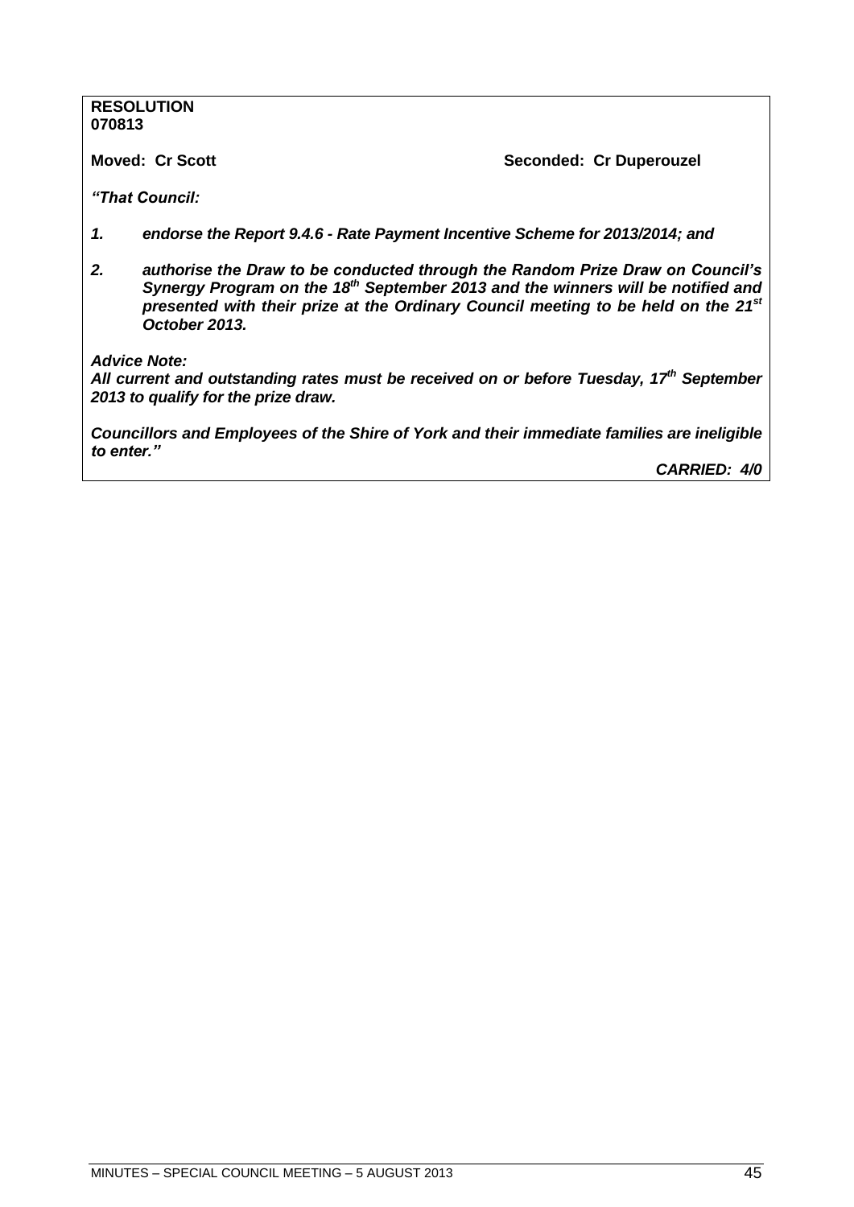**RESOLUTION**
**070813**

**Moved: Cr Scott** **Seconded: Cr Duperouzel**

***"That Council:***

1. ***endorse the Report 9.4.6 - Rate Payment Incentive Scheme for 2013/2014; and***

2. ***authorise the Draw to be conducted through the Random Prize Draw on Council's Synergy Program on the 18th September 2013 and the winners will be notified and presented with their prize at the Ordinary Council meeting to be held on the 21st October 2013.***

***Advice Note:***
***All current and outstanding rates must be received on or before Tuesday, 17th September 2013 to qualify for the prize draw.***

***Councillors and Employees of the Shire of York and their immediate families are ineligible to enter."***

***CARRIED: 4/0***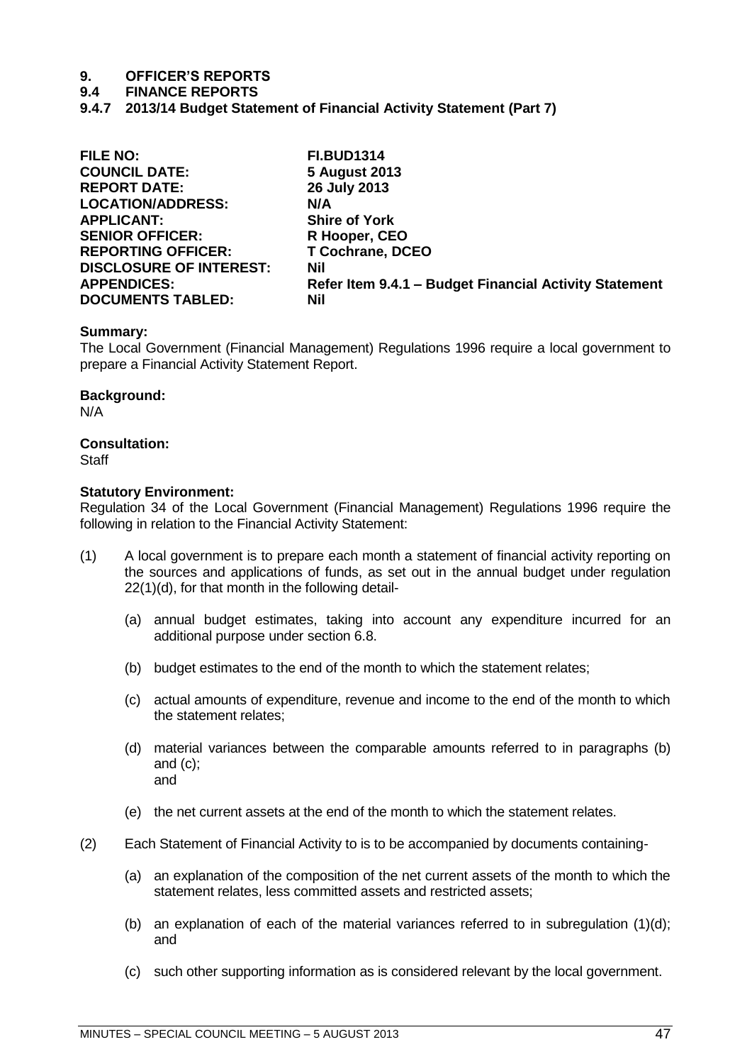# 9. OFFICER'S REPORTS

## 9.4 FINANCE REPORTS

### 9.4.7 2013/14 Budget Statement of Financial Activity Statement (Part 7)

| | |
|---|---|
| **FILE NO:** | **FI.BUD1314** |
| **COUNCIL DATE:** | **5 August 2013** |
| **REPORT DATE:** | **26 July 2013** |
| **LOCATION/ADDRESS:** | **N/A** |
| **APPLICANT:** | **Shire of York** |
| **SENIOR OFFICER:** | **R Hooper, CEO** |
| **REPORTING OFFICER:** | **T Cochrane, DCEO** |
| **DISCLOSURE OF INTEREST:** | **Nil** |
| **APPENDICES:** | **Refer Item 9.4.1 – Budget Financial Activity Statement** |
| **DOCUMENTS TABLED:** | **Nil** |

**Summary:**
The Local Government (Financial Management) Regulations 1996 require a local government to prepare a Financial Activity Statement Report.

**Background:**
N/A

**Consultation:**
Staff

**Statutory Environment:**
Regulation 34 of the Local Government (Financial Management) Regulations 1996 require the following in relation to the Financial Activity Statement:

(1) A local government is to prepare each month a statement of financial activity reporting on the sources and applications of funds, as set out in the annual budget under regulation 22(1)(d), for that month in the following detail-

  (a) annual budget estimates, taking into account any expenditure incurred for an additional purpose under section 6.8.

  (b) budget estimates to the end of the month to which the statement relates;

  (c) actual amounts of expenditure, revenue and income to the end of the month to which the statement relates;

  (d) material variances between the comparable amounts referred to in paragraphs (b) and (c);
  and

  (e) the net current assets at the end of the month to which the statement relates.

(2) Each Statement of Financial Activity to is to be accompanied by documents containing-

  (a) an explanation of the composition of the net current assets of the month to which the statement relates, less committed assets and restricted assets;

  (b) an explanation of each of the material variances referred to in subregulation (1)(d); and

  (c) such other supporting information as is considered relevant by the local government.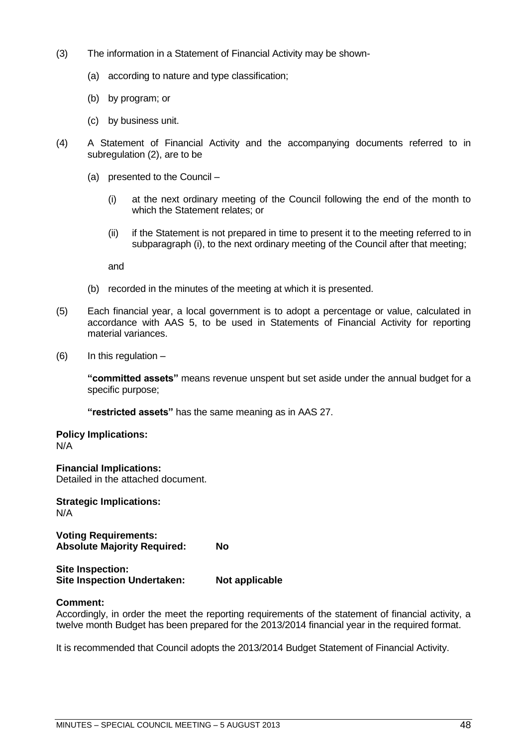(3) The information in a Statement of Financial Activity may be shown-

(a) according to nature and type classification;

(b) by program; or

(c) by business unit.

(4) A Statement of Financial Activity and the accompanying documents referred to in subregulation (2), are to be

(a) presented to the Council –

(i) at the next ordinary meeting of the Council following the end of the month to which the Statement relates; or

(ii) if the Statement is not prepared in time to present it to the meeting referred to in subparagraph (i), to the next ordinary meeting of the Council after that meeting;

and

(b) recorded in the minutes of the meeting at which it is presented.

(5) Each financial year, a local government is to adopt a percentage or value, calculated in accordance with AAS 5, to be used in Statements of Financial Activity for reporting material variances.

(6) In this regulation –

**"committed assets"** means revenue unspent but set aside under the annual budget for a specific purpose;

**"restricted assets"** has the same meaning as in AAS 27.

**Policy Implications:**
N/A

**Financial Implications:**
Detailed in the attached document.

**Strategic Implications:**
N/A

**Voting Requirements:**
**Absolute Majority Required: No**

**Site Inspection:**
**Site Inspection Undertaken: Not applicable**

**Comment:**
Accordingly, in order the meet the reporting requirements of the statement of financial activity, a twelve month Budget has been prepared for the 2013/2014 financial year in the required format.

It is recommended that Council adopts the 2013/2014 Budget Statement of Financial Activity.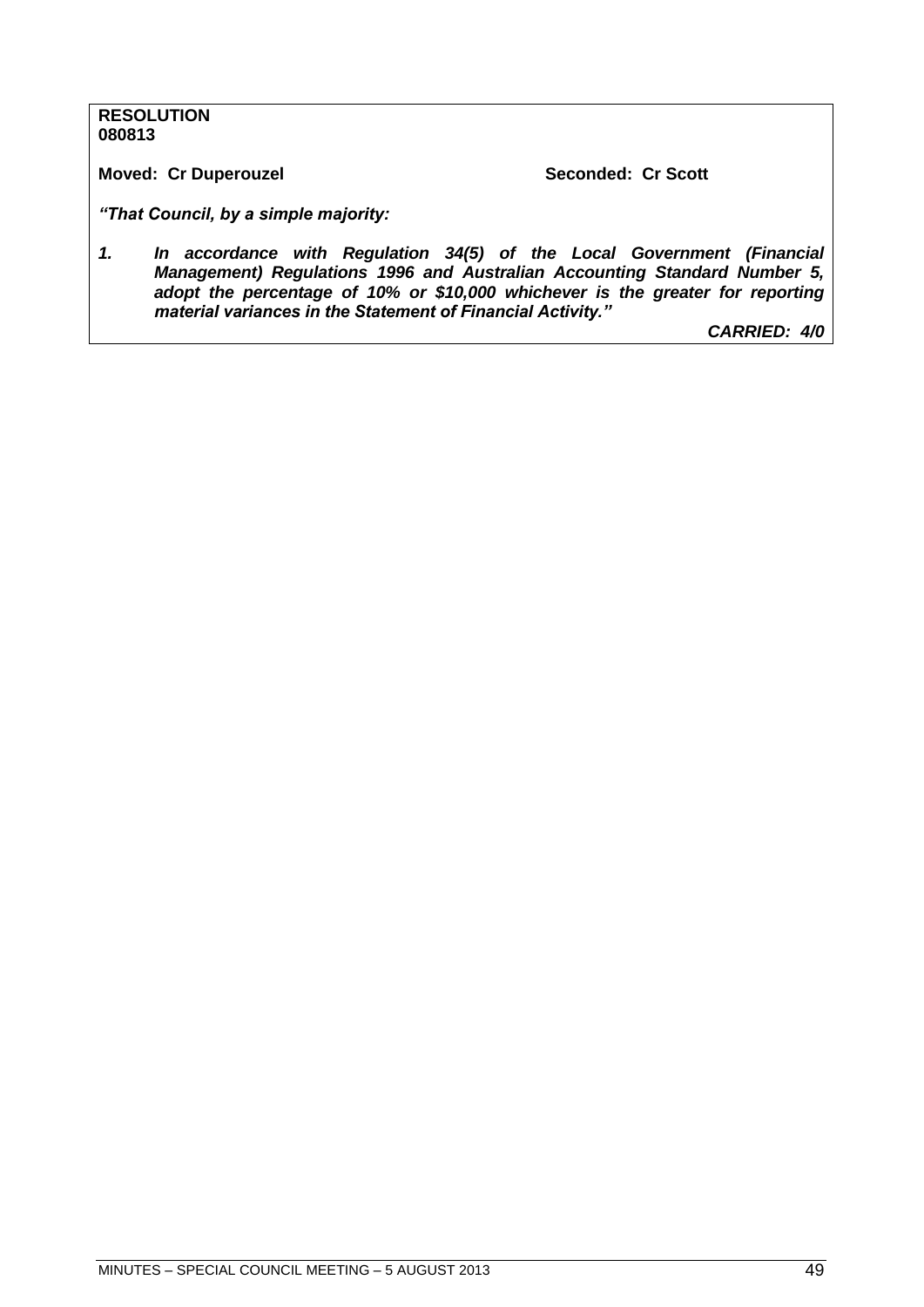**RESOLUTION**
**080813**

**Moved: Cr Duperouzel** **Seconded: Cr Scott**

***"That Council, by a simple majority:***

1. ***In accordance with Regulation 34(5) of the Local Government (Financial Management) Regulations 1996 and Australian Accounting Standard Number 5, adopt the percentage of 10% or $10,000 whichever is the greater for reporting material variances in the Statement of Financial Activity."***

***CARRIED: 4/0***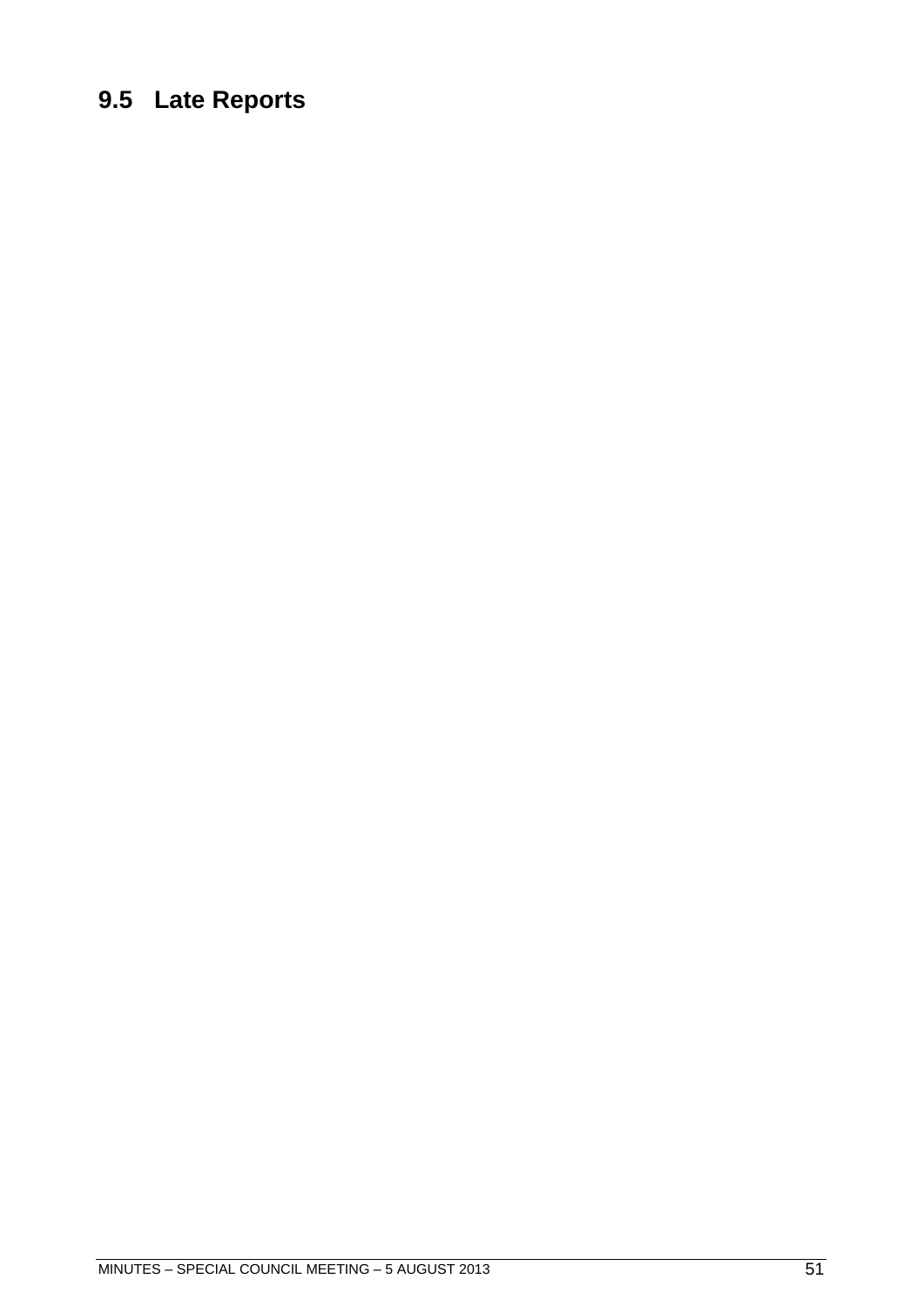## 9.5 Late Reports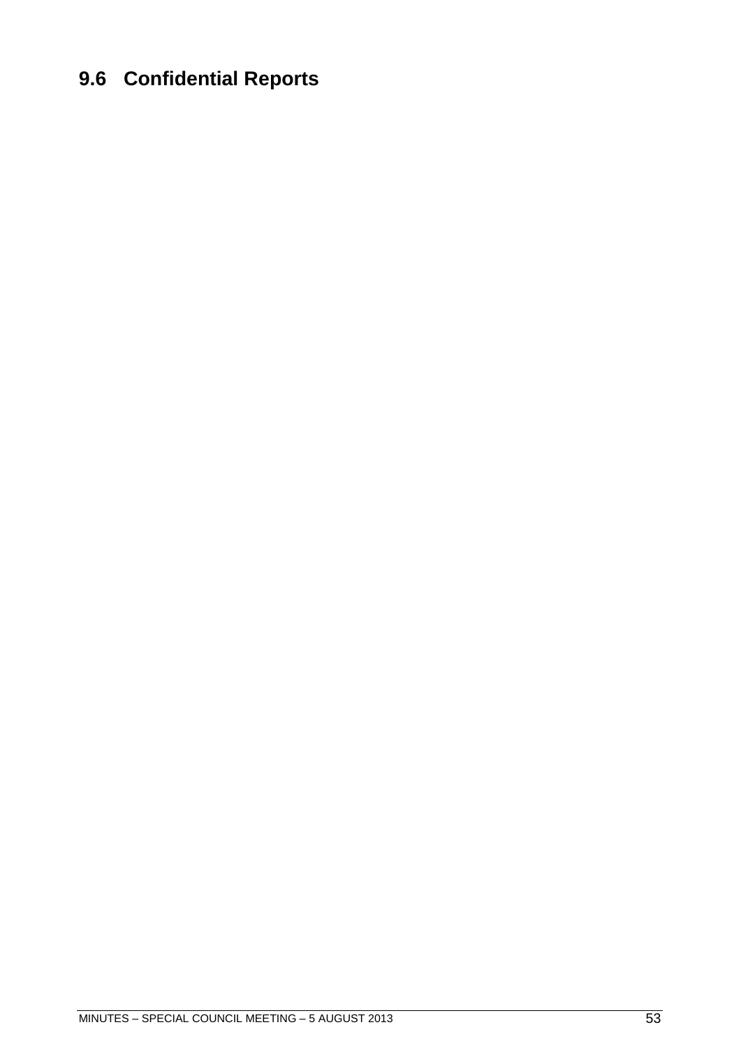## 9.6 Confidential Reports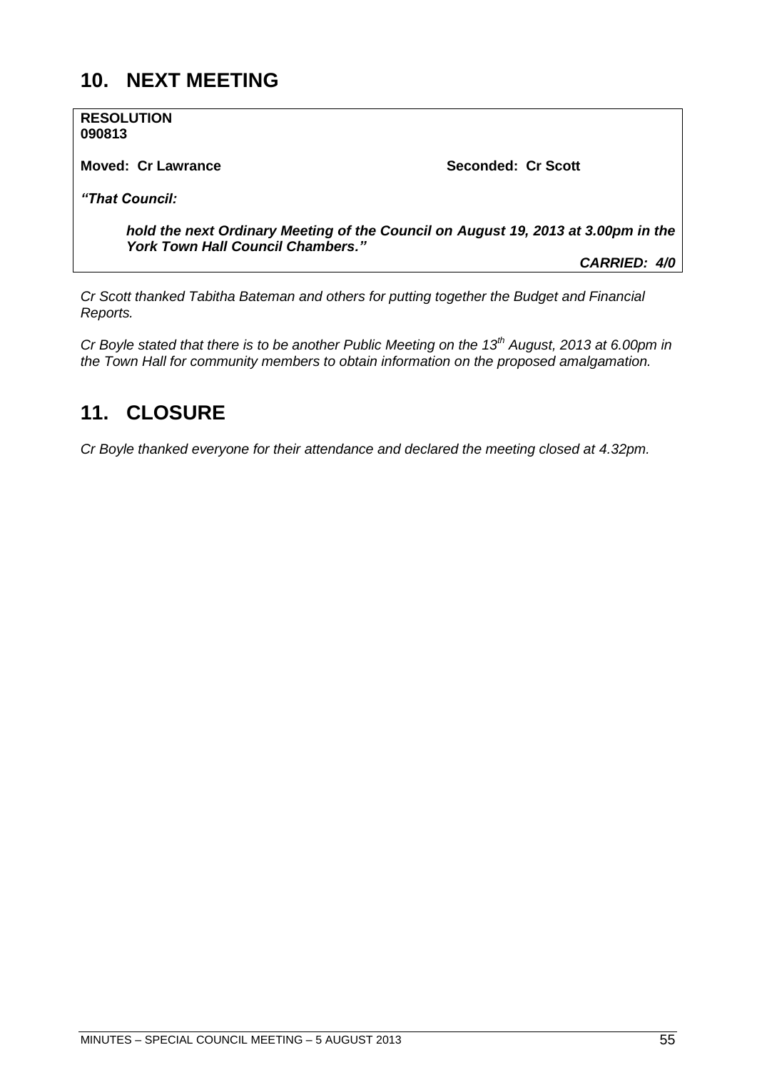## 10. NEXT MEETING

**RESOLUTION**
**090813**

**Moved: Cr Lawrance** **Seconded: Cr Scott**

***"That Council:***

> ***hold the next Ordinary Meeting of the Council on August 19, 2013 at 3.00pm in the York Town Hall Council Chambers."***

***CARRIED: 4/0***

*Cr Scott thanked Tabitha Bateman and others for putting together the Budget and Financial Reports.*

*Cr Boyle stated that there is to be another Public Meeting on the 13th August, 2013 at 6.00pm in the Town Hall for community members to obtain information on the proposed amalgamation.*

## 11. CLOSURE

*Cr Boyle thanked everyone for their attendance and declared the meeting closed at 4.32pm.*